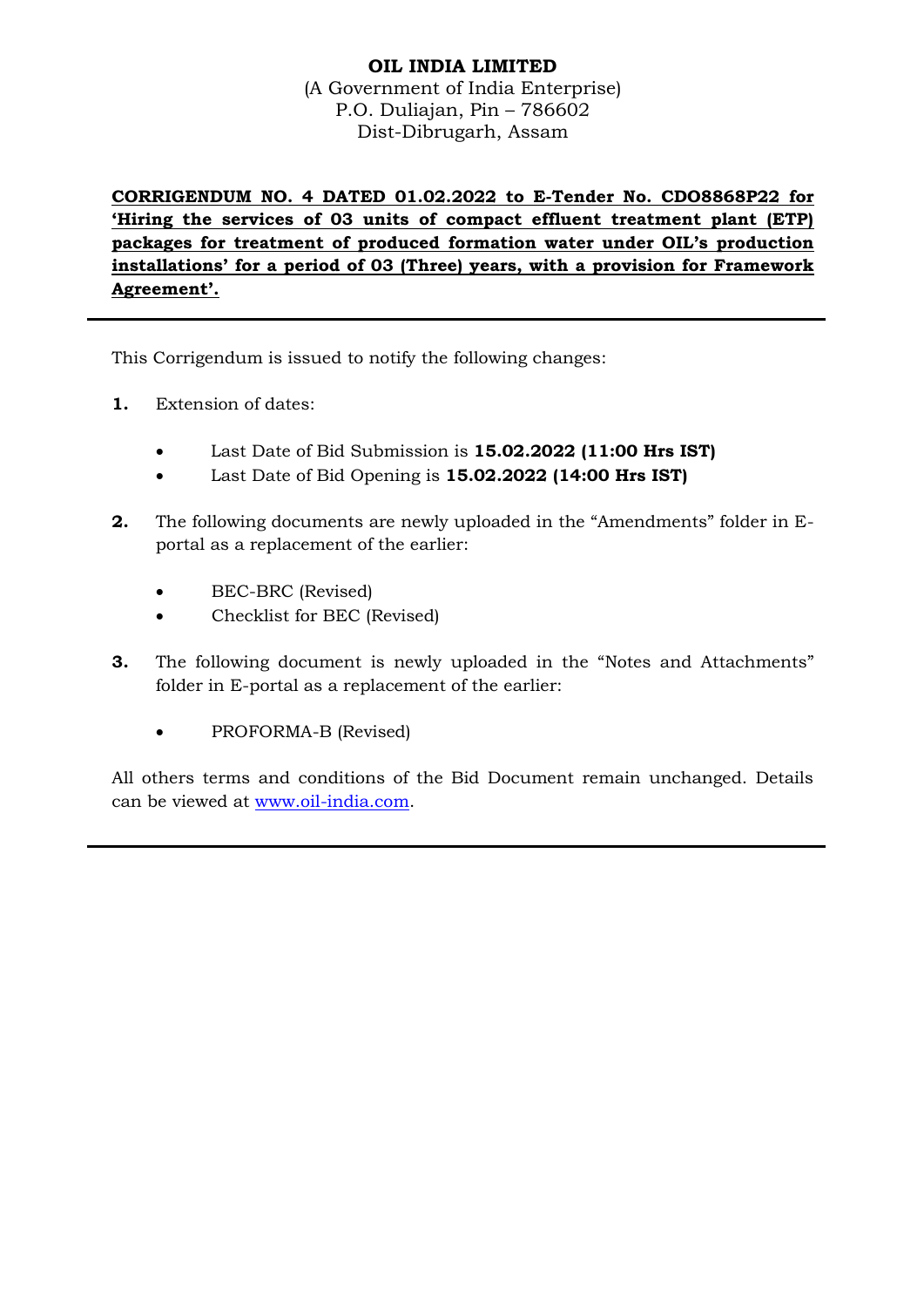**OIL INDIA LIMITED**
(A Government of India Enterprise)
P.O. Duliajan, Pin – 786602
Dist-Dibrugarh, Assam

**CORRIGENDUM NO. 4 DATED 01.02.2022 to E-Tender No. CDO8868P22 for 'Hiring the services of 03 units of compact effluent treatment plant (ETP) packages for treatment of produced formation water under OIL's production installations' for a period of 03 (Three) years, with a provision for Framework Agreement'.**

---

This Corrigendum is issued to notify the following changes:

**1.** Extension of dates:

- Last Date of Bid Submission is **15.02.2022 (11:00 Hrs IST)**
- Last Date of Bid Opening is **15.02.2022 (14:00 Hrs IST)**

**2.** The following documents are newly uploaded in the "Amendments" folder in E-portal as a replacement of the earlier:

- BEC-BRC (Revised)
- Checklist for BEC (Revised)

**3.** The following document is newly uploaded in the "Notes and Attachments" folder in E-portal as a replacement of the earlier:

- PROFORMA-B (Revised)

All others terms and conditions of the Bid Document remain unchanged. Details can be viewed at www.oil-india.com.

---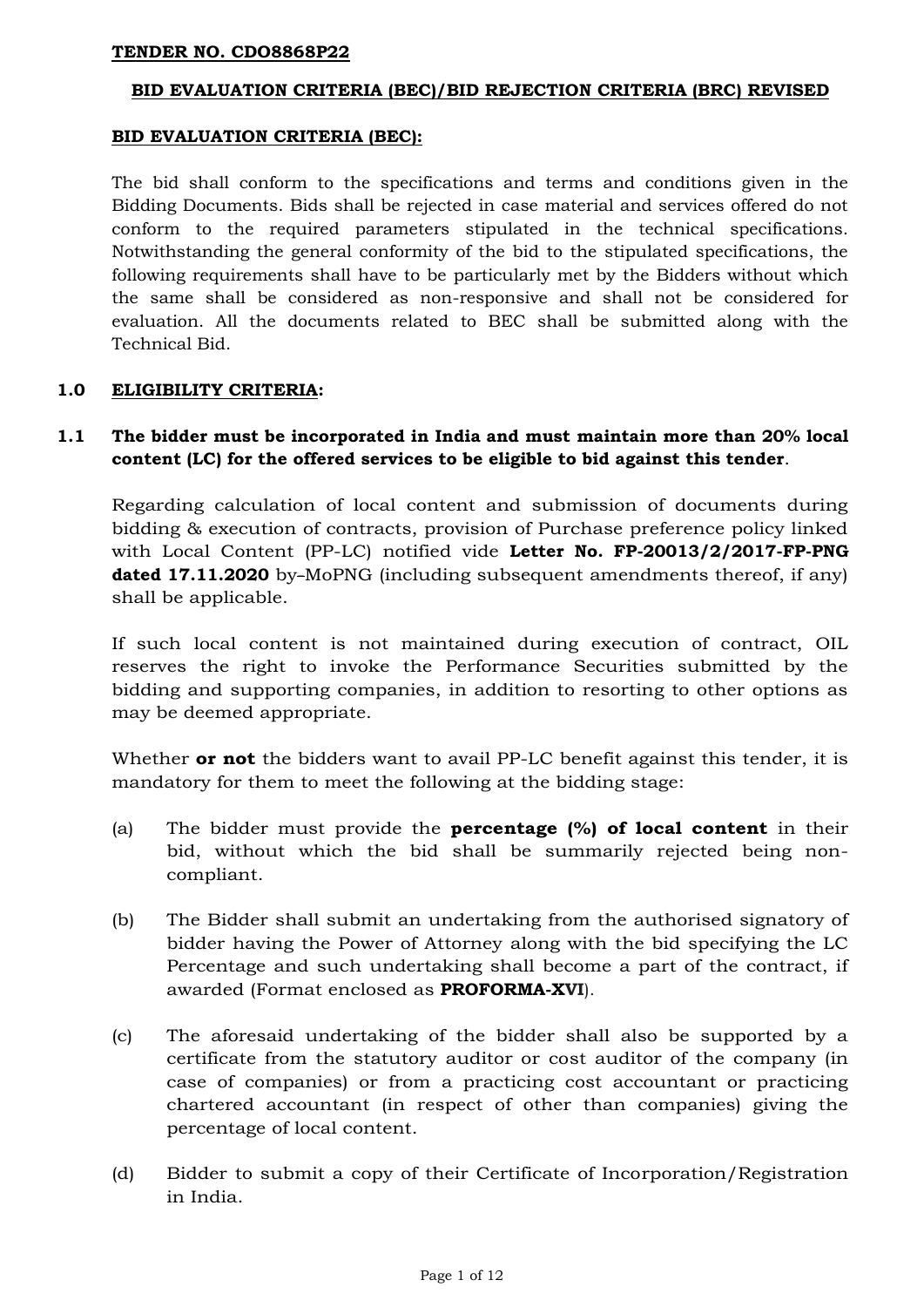**TENDER NO. CDO8868P22**

**BID EVALUATION CRITERIA (BEC)/BID REJECTION CRITERIA (BRC) REVISED**

**BID EVALUATION CRITERIA (BEC):**

The bid shall conform to the specifications and terms and conditions given in the Bidding Documents. Bids shall be rejected in case material and services offered do not conform to the required parameters stipulated in the technical specifications. Notwithstanding the general conformity of the bid to the stipulated specifications, the following requirements shall have to be particularly met by the Bidders without which the same shall be considered as non-responsive and shall not be considered for evaluation. All the documents related to BEC shall be submitted along with the Technical Bid.

**1.0 ELIGIBILITY CRITERIA:**

**1.1 The bidder must be incorporated in India and must maintain more than 20% local content (LC) for the offered services to be eligible to bid against this tender**.

Regarding calculation of local content and submission of documents during bidding & execution of contracts, provision of Purchase preference policy linked with Local Content (PP-LC) notified vide **Letter No. FP-20013/2/2017-FP-PNG dated 17.11.2020** by–MoPNG (including subsequent amendments thereof, if any) shall be applicable.

If such local content is not maintained during execution of contract, OIL reserves the right to invoke the Performance Securities submitted by the bidding and supporting companies, in addition to resorting to other options as may be deemed appropriate.

Whether **or not** the bidders want to avail PP-LC benefit against this tender, it is mandatory for them to meet the following at the bidding stage:

(a) The bidder must provide the **percentage (%) of local content** in their bid, without which the bid shall be summarily rejected being non-compliant.

(b) The Bidder shall submit an undertaking from the authorised signatory of bidder having the Power of Attorney along with the bid specifying the LC Percentage and such undertaking shall become a part of the contract, if awarded (Format enclosed as **PROFORMA-XVI**).

(c) The aforesaid undertaking of the bidder shall also be supported by a certificate from the statutory auditor or cost auditor of the company (in case of companies) or from a practicing cost accountant or practicing chartered accountant (in respect of other than companies) giving the percentage of local content.

(d) Bidder to submit a copy of their Certificate of Incorporation/Registration in India.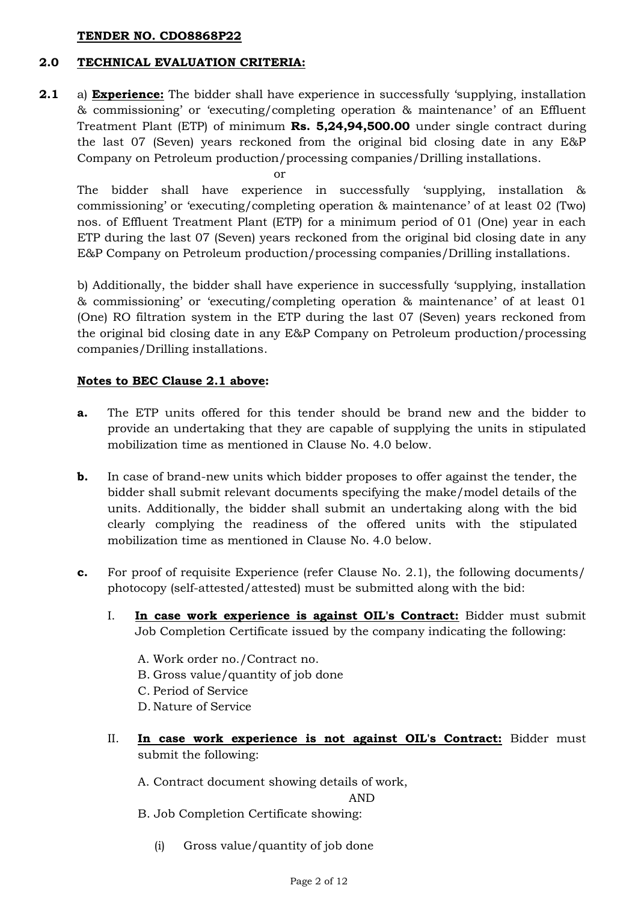**TENDER NO. CDO8868P22**

## 2.0 TECHNICAL EVALUATION CRITERIA:

**2.1** a) **Experience:** The bidder shall have experience in successfully 'supplying, installation & commissioning' or 'executing/completing operation & maintenance' of an Effluent Treatment Plant (ETP) of minimum **Rs. 5,24,94,500.00** under single contract during the last 07 (Seven) years reckoned from the original bid closing date in any E&P Company on Petroleum production/processing companies/Drilling installations.

or

The bidder shall have experience in successfully 'supplying, installation & commissioning' or 'executing/completing operation & maintenance' of at least 02 (Two) nos. of Effluent Treatment Plant (ETP) for a minimum period of 01 (One) year in each ETP during the last 07 (Seven) years reckoned from the original bid closing date in any E&P Company on Petroleum production/processing companies/Drilling installations.

b) Additionally, the bidder shall have experience in successfully 'supplying, installation & commissioning' or 'executing/completing operation & maintenance' of at least 01 (One) RO filtration system in the ETP during the last 07 (Seven) years reckoned from the original bid closing date in any E&P Company on Petroleum production/processing companies/Drilling installations.

**Notes to BEC Clause 2.1 above:**

**a.** The ETP units offered for this tender should be brand new and the bidder to provide an undertaking that they are capable of supplying the units in stipulated mobilization time as mentioned in Clause No. 4.0 below.

**b.** In case of brand-new units which bidder proposes to offer against the tender, the bidder shall submit relevant documents specifying the make/model details of the units. Additionally, the bidder shall submit an undertaking along with the bid clearly complying the readiness of the offered units with the stipulated mobilization time as mentioned in Clause No. 4.0 below.

**c.** For proof of requisite Experience (refer Clause No. 2.1), the following documents/ photocopy (self-attested/attested) must be submitted along with the bid:

I. **In case work experience is against OIL's Contract:** Bidder must submit Job Completion Certificate issued by the company indicating the following:

A. Work order no./Contract no.
B. Gross value/quantity of job done
C. Period of Service
D. Nature of Service

II. **In case work experience is not against OIL's Contract:** Bidder must submit the following:

A. Contract document showing details of work,

AND

B. Job Completion Certificate showing:

(i) Gross value/quantity of job done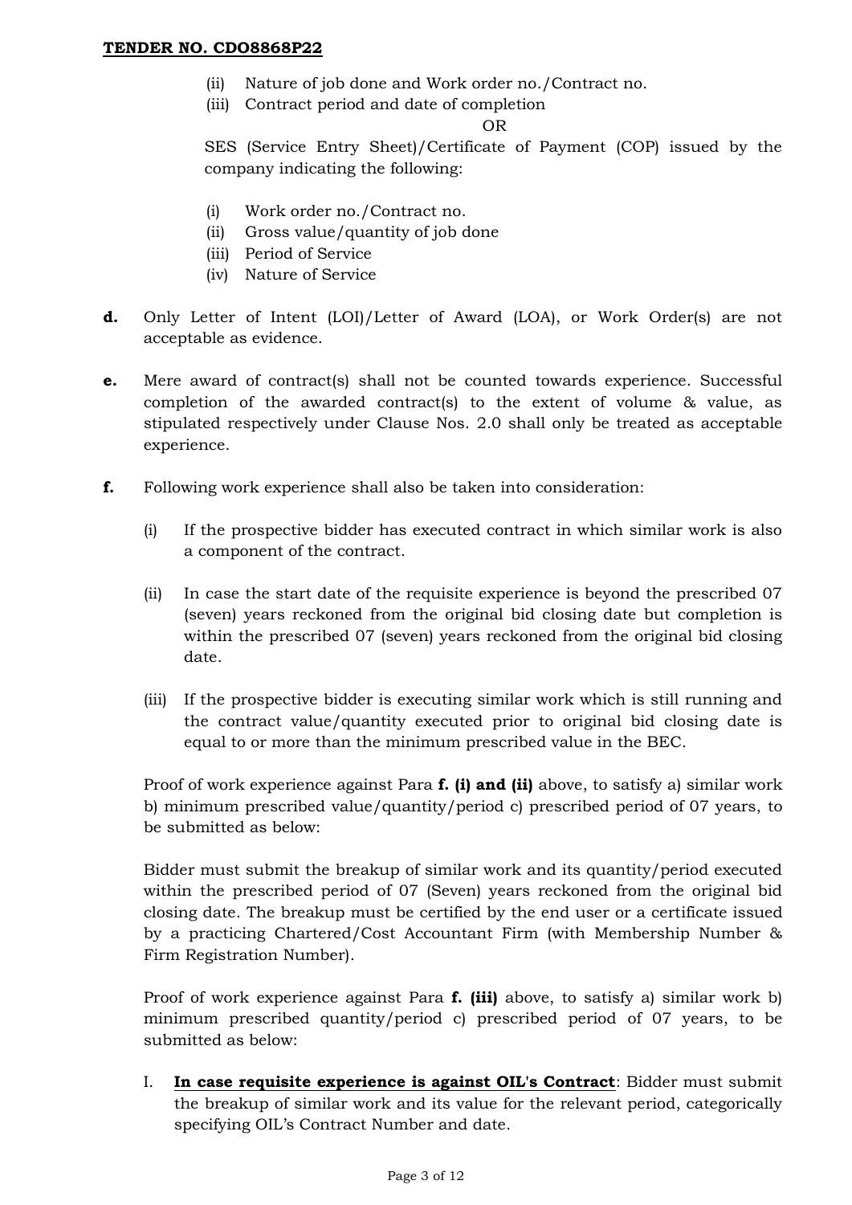(ii) Nature of job done and Work order no./Contract no.
(iii) Contract period and date of completion

OR

SES (Service Entry Sheet)/Certificate of Payment (COP) issued by the company indicating the following:

(i) Work order no./Contract no.
(ii) Gross value/quantity of job done
(iii) Period of Service
(iv) Nature of Service

**d.** Only Letter of Intent (LOI)/Letter of Award (LOA), or Work Order(s) are not acceptable as evidence.

**e.** Mere award of contract(s) shall not be counted towards experience. Successful completion of the awarded contract(s) to the extent of volume & value, as stipulated respectively under Clause Nos. 2.0 shall only be treated as acceptable experience.

**f.** Following work experience shall also be taken into consideration:

(i) If the prospective bidder has executed contract in which similar work is also a component of the contract.

(ii) In case the start date of the requisite experience is beyond the prescribed 07 (seven) years reckoned from the original bid closing date but completion is within the prescribed 07 (seven) years reckoned from the original bid closing date.

(iii) If the prospective bidder is executing similar work which is still running and the contract value/quantity executed prior to original bid closing date is equal to or more than the minimum prescribed value in the BEC.

Proof of work experience against Para **f. (i) and (ii)** above, to satisfy a) similar work b) minimum prescribed value/quantity/period c) prescribed period of 07 years, to be submitted as below:

Bidder must submit the breakup of similar work and its quantity/period executed within the prescribed period of 07 (Seven) years reckoned from the original bid closing date. The breakup must be certified by the end user or a certificate issued by a practicing Chartered/Cost Accountant Firm (with Membership Number & Firm Registration Number).

Proof of work experience against Para **f. (iii)** above, to satisfy a) similar work b) minimum prescribed quantity/period c) prescribed period of 07 years, to be submitted as below:

I. **In case requisite experience is against OIL's Contract**: Bidder must submit the breakup of similar work and its value for the relevant period, categorically specifying OIL's Contract Number and date.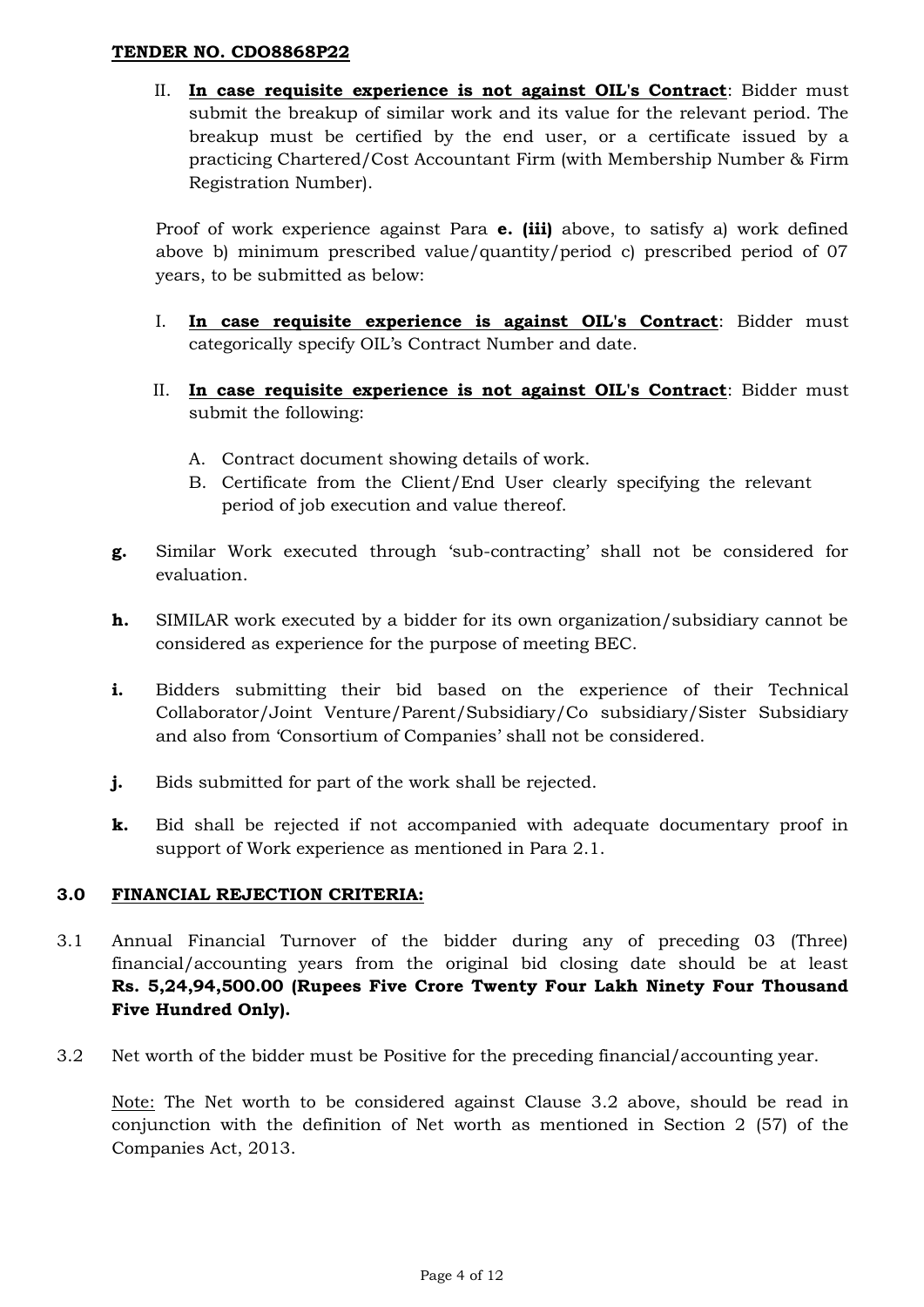II. **<u>In case requisite experience is not against OIL's Contract</u>**: Bidder must submit the breakup of similar work and its value for the relevant period. The breakup must be certified by the end user, or a certificate issued by a practicing Chartered/Cost Accountant Firm (with Membership Number & Firm Registration Number).

Proof of work experience against Para **e. (iii)** above, to satisfy a) work defined above b) minimum prescribed value/quantity/period c) prescribed period of 07 years, to be submitted as below:

I. **<u>In case requisite experience is against OIL's Contract</u>**: Bidder must categorically specify OIL's Contract Number and date.

II. **<u>In case requisite experience is not against OIL's Contract</u>**: Bidder must submit the following:

A. Contract document showing details of work.
B. Certificate from the Client/End User clearly specifying the relevant period of job execution and value thereof.

**g.** Similar Work executed through 'sub-contracting' shall not be considered for evaluation.

**h.** SIMILAR work executed by a bidder for its own organization/subsidiary cannot be considered as experience for the purpose of meeting BEC.

**i.** Bidders submitting their bid based on the experience of their Technical Collaborator/Joint Venture/Parent/Subsidiary/Co subsidiary/Sister Subsidiary and also from 'Consortium of Companies' shall not be considered.

**j.** Bids submitted for part of the work shall be rejected.

**k.** Bid shall be rejected if not accompanied with adequate documentary proof in support of Work experience as mentioned in Para 2.1.

## 3.0 <u>FINANCIAL REJECTION CRITERIA:</u>

3.1 Annual Financial Turnover of the bidder during any of preceding 03 (Three) financial/accounting years from the original bid closing date should be at least **Rs. 5,24,94,500.00 (Rupees Five Crore Twenty Four Lakh Ninety Four Thousand Five Hundred Only).**

3.2 Net worth of the bidder must be Positive for the preceding financial/accounting year.

<u>Note:</u> The Net worth to be considered against Clause 3.2 above, should be read in conjunction with the definition of Net worth as mentioned in Section 2 (57) of the Companies Act, 2013.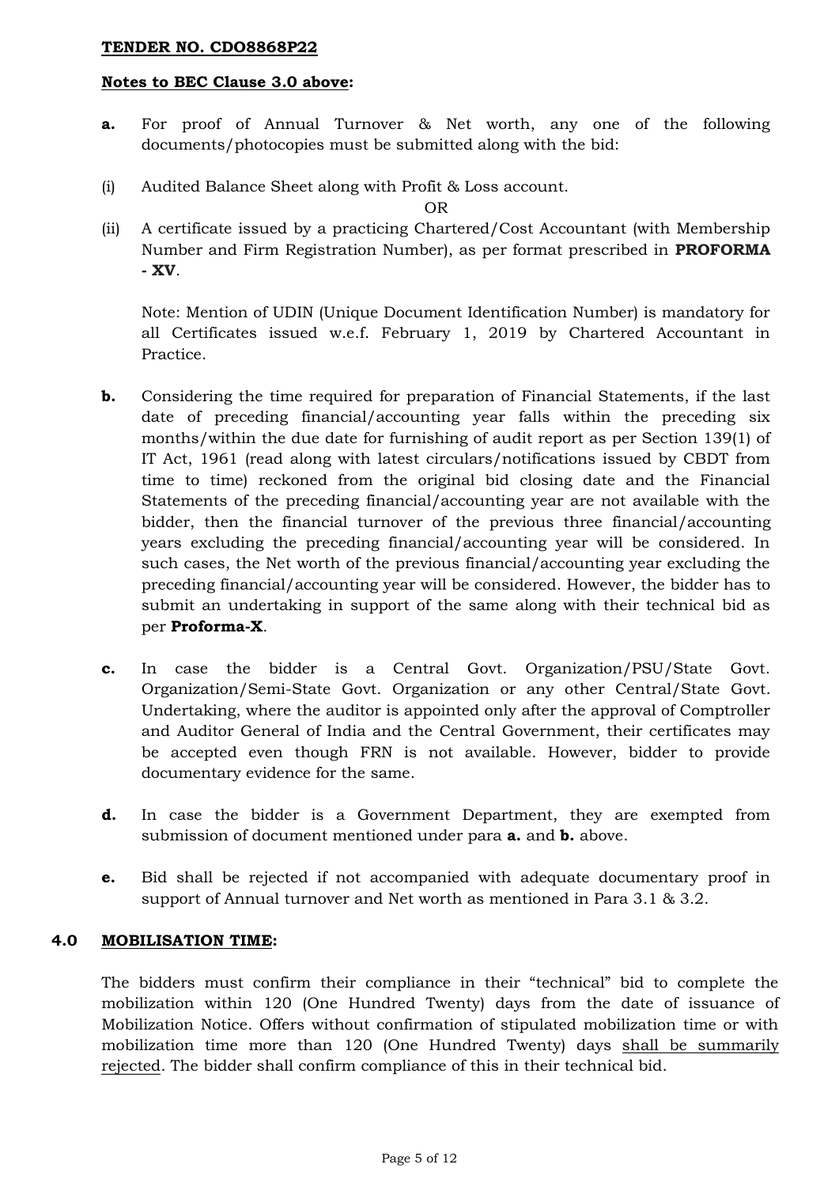**TENDER NO. CDO8868P22**

**Notes to BEC Clause 3.0 above:**

**a.** For proof of Annual Turnover & Net worth, any one of the following documents/photocopies must be submitted along with the bid:

(i) Audited Balance Sheet along with Profit & Loss account.

OR

(ii) A certificate issued by a practicing Chartered/Cost Accountant (with Membership Number and Firm Registration Number), as per format prescribed in **PROFORMA - XV**.

Note: Mention of UDIN (Unique Document Identification Number) is mandatory for all Certificates issued w.e.f. February 1, 2019 by Chartered Accountant in Practice.

**b.** Considering the time required for preparation of Financial Statements, if the last date of preceding financial/accounting year falls within the preceding six months/within the due date for furnishing of audit report as per Section 139(1) of IT Act, 1961 (read along with latest circulars/notifications issued by CBDT from time to time) reckoned from the original bid closing date and the Financial Statements of the preceding financial/accounting year are not available with the bidder, then the financial turnover of the previous three financial/accounting years excluding the preceding financial/accounting year will be considered. In such cases, the Net worth of the previous financial/accounting year excluding the preceding financial/accounting year will be considered. However, the bidder has to submit an undertaking in support of the same along with their technical bid as per **Proforma-X**.

**c.** In case the bidder is a Central Govt. Organization/PSU/State Govt. Organization/Semi-State Govt. Organization or any other Central/State Govt. Undertaking, where the auditor is appointed only after the approval of Comptroller and Auditor General of India and the Central Government, their certificates may be accepted even though FRN is not available. However, bidder to provide documentary evidence for the same.

**d.** In case the bidder is a Government Department, they are exempted from submission of document mentioned under para **a.** and **b.** above.

**e.** Bid shall be rejected if not accompanied with adequate documentary proof in support of Annual turnover and Net worth as mentioned in Para 3.1 & 3.2.

## 4.0 MOBILISATION TIME:

The bidders must confirm their compliance in their "technical" bid to complete the mobilization within 120 (One Hundred Twenty) days from the date of issuance of Mobilization Notice. Offers without confirmation of stipulated mobilization time or with mobilization time more than 120 (One Hundred Twenty) days shall be summarily rejected. The bidder shall confirm compliance of this in their technical bid.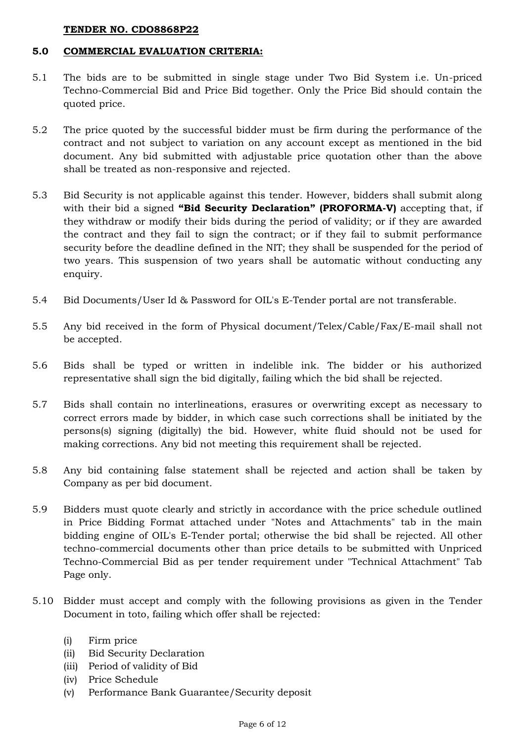**TENDER NO. CDO8868P22**

## 5.0 COMMERCIAL EVALUATION CRITERIA:

5.1 The bids are to be submitted in single stage under Two Bid System i.e. Un-priced Techno-Commercial Bid and Price Bid together. Only the Price Bid should contain the quoted price.

5.2 The price quoted by the successful bidder must be firm during the performance of the contract and not subject to variation on any account except as mentioned in the bid document. Any bid submitted with adjustable price quotation other than the above shall be treated as non-responsive and rejected.

5.3 Bid Security is not applicable against this tender. However, bidders shall submit along with their bid a signed **"Bid Security Declaration" (PROFORMA-V)** accepting that, if they withdraw or modify their bids during the period of validity; or if they are awarded the contract and they fail to sign the contract; or if they fail to submit performance security before the deadline defined in the NIT; they shall be suspended for the period of two years. This suspension of two years shall be automatic without conducting any enquiry.

5.4 Bid Documents/User Id & Password for OIL's E-Tender portal are not transferable.

5.5 Any bid received in the form of Physical document/Telex/Cable/Fax/E-mail shall not be accepted.

5.6 Bids shall be typed or written in indelible ink. The bidder or his authorized representative shall sign the bid digitally, failing which the bid shall be rejected.

5.7 Bids shall contain no interlineations, erasures or overwriting except as necessary to correct errors made by bidder, in which case such corrections shall be initiated by the persons(s) signing (digitally) the bid. However, white fluid should not be used for making corrections. Any bid not meeting this requirement shall be rejected.

5.8 Any bid containing false statement shall be rejected and action shall be taken by Company as per bid document.

5.9 Bidders must quote clearly and strictly in accordance with the price schedule outlined in Price Bidding Format attached under "Notes and Attachments" tab in the main bidding engine of OIL's E-Tender portal; otherwise the bid shall be rejected. All other techno-commercial documents other than price details to be submitted with Unpriced Techno-Commercial Bid as per tender requirement under "Technical Attachment" Tab Page only.

5.10 Bidder must accept and comply with the following provisions as given in the Tender Document in toto, failing which offer shall be rejected:

(i) Firm price
(ii) Bid Security Declaration
(iii) Period of validity of Bid
(iv) Price Schedule
(v) Performance Bank Guarantee/Security deposit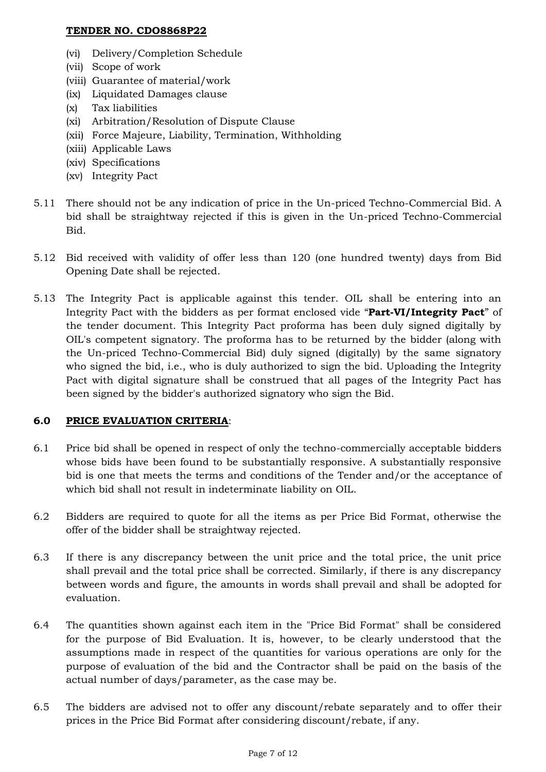(vi) Delivery/Completion Schedule
(vii) Scope of work
(viii) Guarantee of material/work
(ix) Liquidated Damages clause
(x) Tax liabilities
(xi) Arbitration/Resolution of Dispute Clause
(xii) Force Majeure, Liability, Termination, Withholding
(xiii) Applicable Laws
(xiv) Specifications
(xv) Integrity Pact

5.11 There should not be any indication of price in the Un-priced Techno-Commercial Bid. A bid shall be straightway rejected if this is given in the Un-priced Techno-Commercial Bid.

5.12 Bid received with validity of offer less than 120 (one hundred twenty) days from Bid Opening Date shall be rejected.

5.13 The Integrity Pact is applicable against this tender. OIL shall be entering into an Integrity Pact with the bidders as per format enclosed vide "**Part-VI/Integrity Pact**" of the tender document. This Integrity Pact proforma has been duly signed digitally by OIL's competent signatory. The proforma has to be returned by the bidder (along with the Un-priced Techno-Commercial Bid) duly signed (digitally) by the same signatory who signed the bid, i.e., who is duly authorized to sign the bid. Uploading the Integrity Pact with digital signature shall be construed that all pages of the Integrity Pact has been signed by the bidder's authorized signatory who sign the Bid.

## 6.0 PRICE EVALUATION CRITERIA:

6.1 Price bid shall be opened in respect of only the techno-commercially acceptable bidders whose bids have been found to be substantially responsive. A substantially responsive bid is one that meets the terms and conditions of the Tender and/or the acceptance of which bid shall not result in indeterminate liability on OIL.

6.2 Bidders are required to quote for all the items as per Price Bid Format, otherwise the offer of the bidder shall be straightway rejected.

6.3 If there is any discrepancy between the unit price and the total price, the unit price shall prevail and the total price shall be corrected. Similarly, if there is any discrepancy between words and figure, the amounts in words shall prevail and shall be adopted for evaluation.

6.4 The quantities shown against each item in the "Price Bid Format" shall be considered for the purpose of Bid Evaluation. It is, however, to be clearly understood that the assumptions made in respect of the quantities for various operations are only for the purpose of evaluation of the bid and the Contractor shall be paid on the basis of the actual number of days/parameter, as the case may be.

6.5 The bidders are advised not to offer any discount/rebate separately and to offer their prices in the Price Bid Format after considering discount/rebate, if any.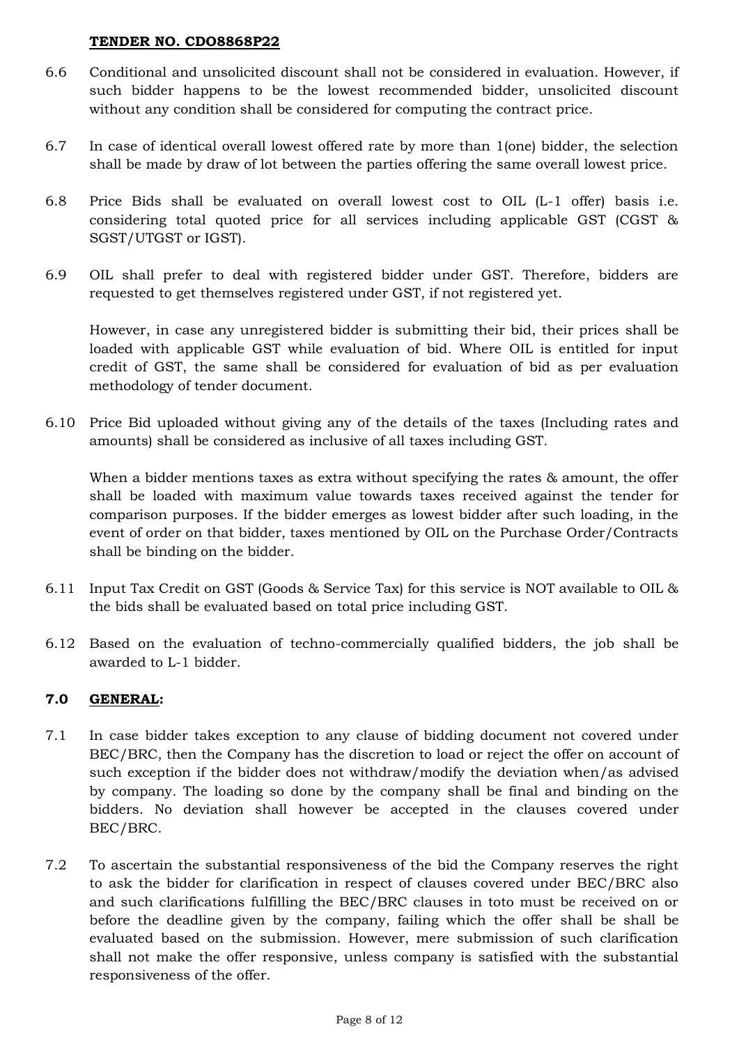6.6 Conditional and unsolicited discount shall not be considered in evaluation. However, if such bidder happens to be the lowest recommended bidder, unsolicited discount without any condition shall be considered for computing the contract price.

6.7 In case of identical overall lowest offered rate by more than 1(one) bidder, the selection shall be made by draw of lot between the parties offering the same overall lowest price.

6.8 Price Bids shall be evaluated on overall lowest cost to OIL (L-1 offer) basis i.e. considering total quoted price for all services including applicable GST (CGST & SGST/UTGST or IGST).

6.9 OIL shall prefer to deal with registered bidder under GST. Therefore, bidders are requested to get themselves registered under GST, if not registered yet.

However, in case any unregistered bidder is submitting their bid, their prices shall be loaded with applicable GST while evaluation of bid. Where OIL is entitled for input credit of GST, the same shall be considered for evaluation of bid as per evaluation methodology of tender document.

6.10 Price Bid uploaded without giving any of the details of the taxes (Including rates and amounts) shall be considered as inclusive of all taxes including GST.

When a bidder mentions taxes as extra without specifying the rates & amount, the offer shall be loaded with maximum value towards taxes received against the tender for comparison purposes. If the bidder emerges as lowest bidder after such loading, in the event of order on that bidder, taxes mentioned by OIL on the Purchase Order/Contracts shall be binding on the bidder.

6.11 Input Tax Credit on GST (Goods & Service Tax) for this service is NOT available to OIL & the bids shall be evaluated based on total price including GST.

6.12 Based on the evaluation of techno-commercially qualified bidders, the job shall be awarded to L-1 bidder.

## 7.0 <u>GENERAL</u>:

7.1 In case bidder takes exception to any clause of bidding document not covered under BEC/BRC, then the Company has the discretion to load or reject the offer on account of such exception if the bidder does not withdraw/modify the deviation when/as advised by company. The loading so done by the company shall be final and binding on the bidders. No deviation shall however be accepted in the clauses covered under BEC/BRC.

7.2 To ascertain the substantial responsiveness of the bid the Company reserves the right to ask the bidder for clarification in respect of clauses covered under BEC/BRC also and such clarifications fulfilling the BEC/BRC clauses in toto must be received on or before the deadline given by the company, failing which the offer shall be shall be evaluated based on the submission. However, mere submission of such clarification shall not make the offer responsive, unless company is satisfied with the substantial responsiveness of the offer.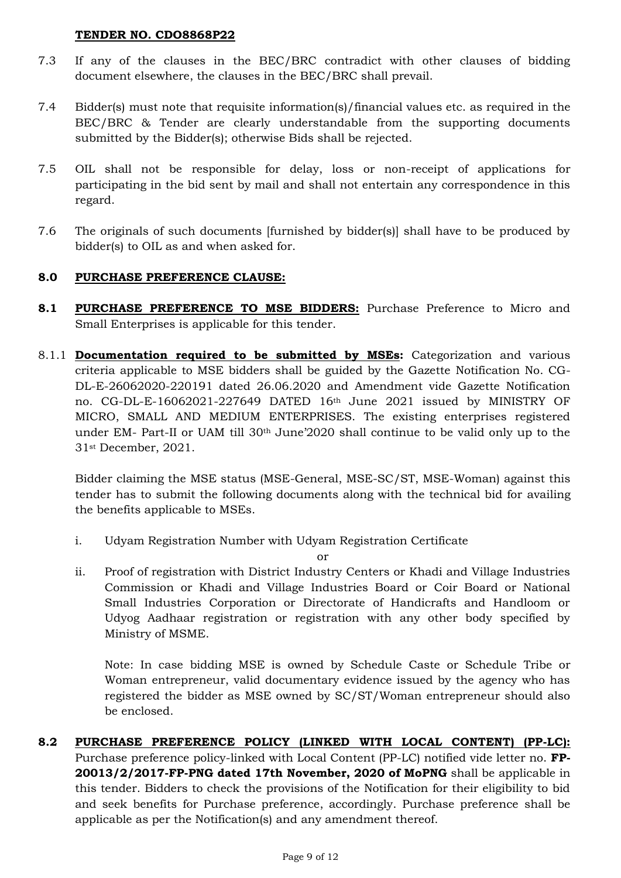7.3 If any of the clauses in the BEC/BRC contradict with other clauses of bidding document elsewhere, the clauses in the BEC/BRC shall prevail.

7.4 Bidder(s) must note that requisite information(s)/financial values etc. as required in the BEC/BRC & Tender are clearly understandable from the supporting documents submitted by the Bidder(s); otherwise Bids shall be rejected.

7.5 OIL shall not be responsible for delay, loss or non-receipt of applications for participating in the bid sent by mail and shall not entertain any correspondence in this regard.

7.6 The originals of such documents [furnished by bidder(s)] shall have to be produced by bidder(s) to OIL as and when asked for.

**8.0 PURCHASE PREFERENCE CLAUSE:**

**8.1 PURCHASE PREFERENCE TO MSE BIDDERS:** Purchase Preference to Micro and Small Enterprises is applicable for this tender.

8.1.1 **Documentation required to be submitted by MSEs:** Categorization and various criteria applicable to MSE bidders shall be guided by the Gazette Notification No. CG-DL-E-26062020-220191 dated 26.06.2020 and Amendment vide Gazette Notification no. CG-DL-E-16062021-227649 DATED 16th June 2021 issued by MINISTRY OF MICRO, SMALL AND MEDIUM ENTERPRISES. The existing enterprises registered under EM- Part-II or UAM till 30th June'2020 shall continue to be valid only up to the 31st December, 2021.

Bidder claiming the MSE status (MSE-General, MSE-SC/ST, MSE-Woman) against this tender has to submit the following documents along with the technical bid for availing the benefits applicable to MSEs.

i. Udyam Registration Number with Udyam Registration Certificate

or

ii. Proof of registration with District Industry Centers or Khadi and Village Industries Commission or Khadi and Village Industries Board or Coir Board or National Small Industries Corporation or Directorate of Handicrafts and Handloom or Udyog Aadhaar registration or registration with any other body specified by Ministry of MSME.

Note: In case bidding MSE is owned by Schedule Caste or Schedule Tribe or Woman entrepreneur, valid documentary evidence issued by the agency who has registered the bidder as MSE owned by SC/ST/Woman entrepreneur should also be enclosed.

**8.2 PURCHASE PREFERENCE POLICY (LINKED WITH LOCAL CONTENT) (PP-LC):** Purchase preference policy-linked with Local Content (PP-LC) notified vide letter no. **FP-20013/2/2017-FP-PNG dated 17th November, 2020 of MoPNG** shall be applicable in this tender. Bidders to check the provisions of the Notification for their eligibility to bid and seek benefits for Purchase preference, accordingly. Purchase preference shall be applicable as per the Notification(s) and any amendment thereof.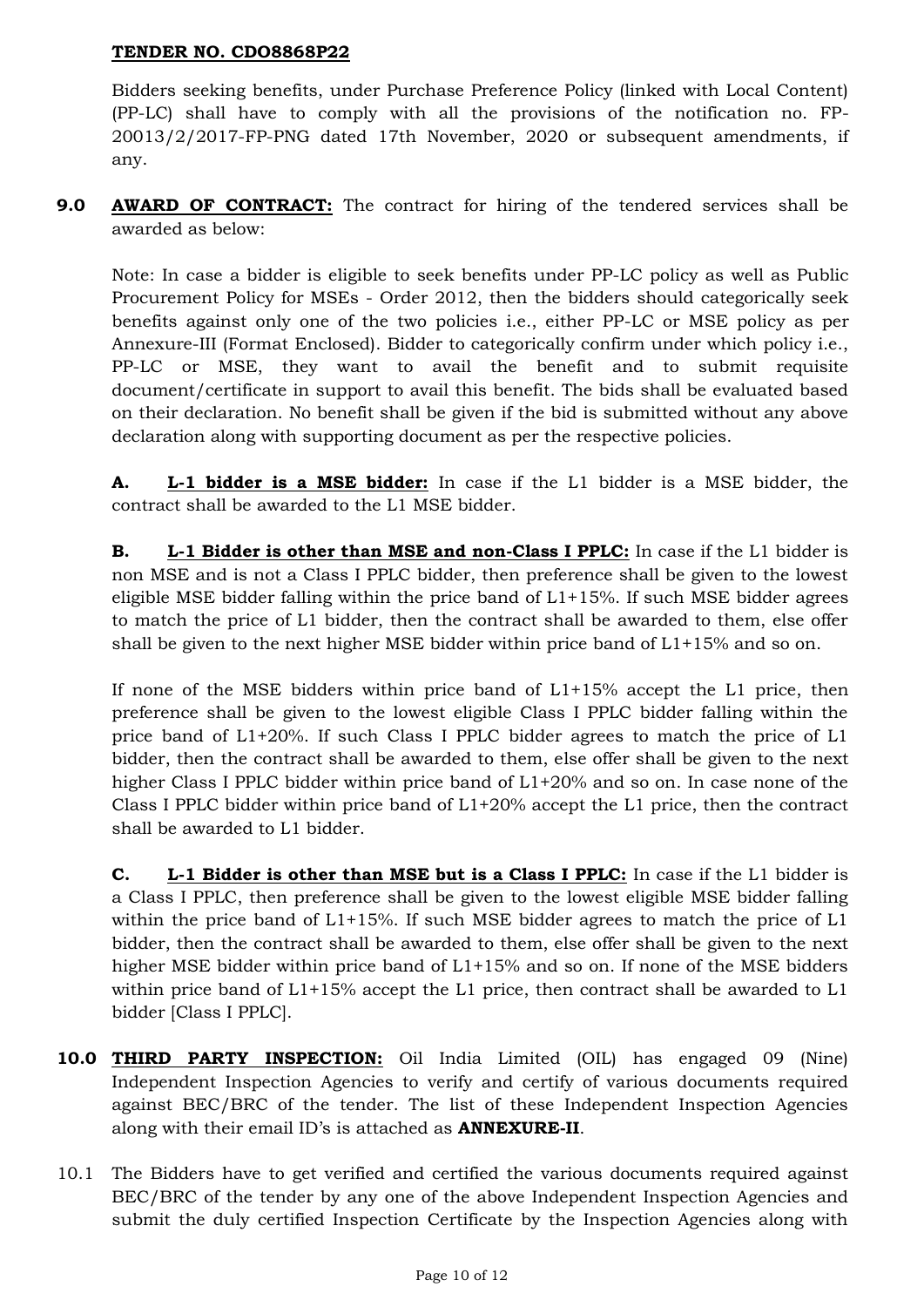**TENDER NO. CDO8868P22**

Bidders seeking benefits, under Purchase Preference Policy (linked with Local Content) (PP-LC) shall have to comply with all the provisions of the notification no. FP-20013/2/2017-FP-PNG dated 17th November, 2020 or subsequent amendments, if any.

**9.0** **AWARD OF CONTRACT:** The contract for hiring of the tendered services shall be awarded as below:

Note: In case a bidder is eligible to seek benefits under PP-LC policy as well as Public Procurement Policy for MSEs - Order 2012, then the bidders should categorically seek benefits against only one of the two policies i.e., either PP-LC or MSE policy as per Annexure-III (Format Enclosed). Bidder to categorically confirm under which policy i.e., PP-LC or MSE, they want to avail the benefit and to submit requisite document/certificate in support to avail this benefit. The bids shall be evaluated based on their declaration. No benefit shall be given if the bid is submitted without any above declaration along with supporting document as per the respective policies.

**A.** **L-1 bidder is a MSE bidder:** In case if the L1 bidder is a MSE bidder, the contract shall be awarded to the L1 MSE bidder.

**B.** **L-1 Bidder is other than MSE and non-Class I PPLC:** In case if the L1 bidder is non MSE and is not a Class I PPLC bidder, then preference shall be given to the lowest eligible MSE bidder falling within the price band of L1+15%. If such MSE bidder agrees to match the price of L1 bidder, then the contract shall be awarded to them, else offer shall be given to the next higher MSE bidder within price band of L1+15% and so on.

If none of the MSE bidders within price band of L1+15% accept the L1 price, then preference shall be given to the lowest eligible Class I PPLC bidder falling within the price band of L1+20%. If such Class I PPLC bidder agrees to match the price of L1 bidder, then the contract shall be awarded to them, else offer shall be given to the next higher Class I PPLC bidder within price band of L1+20% and so on. In case none of the Class I PPLC bidder within price band of L1+20% accept the L1 price, then the contract shall be awarded to L1 bidder.

**C.** **L-1 Bidder is other than MSE but is a Class I PPLC:** In case if the L1 bidder is a Class I PPLC, then preference shall be given to the lowest eligible MSE bidder falling within the price band of L1+15%. If such MSE bidder agrees to match the price of L1 bidder, then the contract shall be awarded to them, else offer shall be given to the next higher MSE bidder within price band of L1+15% and so on. If none of the MSE bidders within price band of L1+15% accept the L1 price, then contract shall be awarded to L1 bidder [Class I PPLC].

**10.0** **THIRD PARTY INSPECTION:** Oil India Limited (OIL) has engaged 09 (Nine) Independent Inspection Agencies to verify and certify of various documents required against BEC/BRC of the tender. The list of these Independent Inspection Agencies along with their email ID's is attached as **ANNEXURE-II**.

10.1 The Bidders have to get verified and certified the various documents required against BEC/BRC of the tender by any one of the above Independent Inspection Agencies and submit the duly certified Inspection Certificate by the Inspection Agencies along with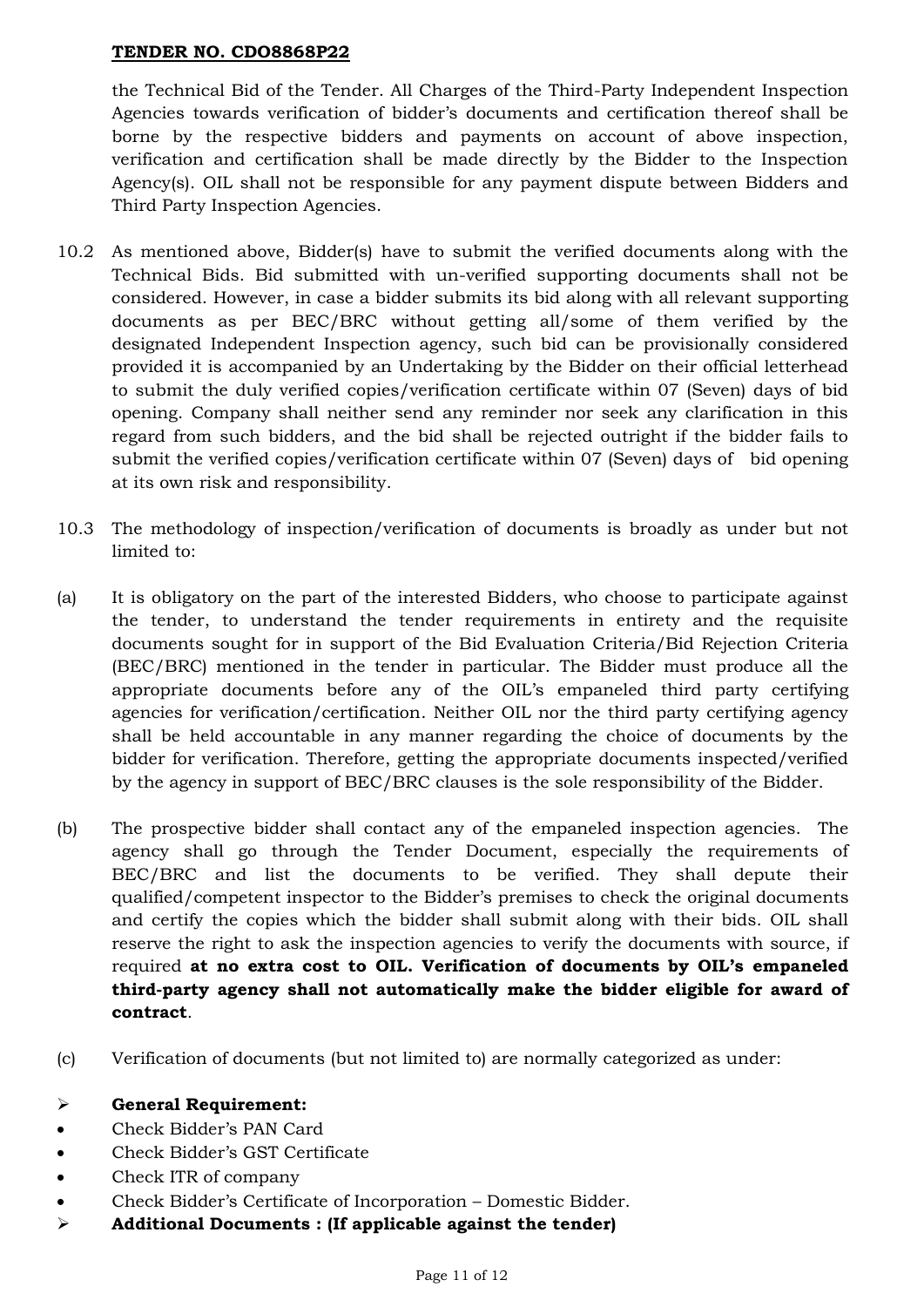the Technical Bid of the Tender. All Charges of the Third-Party Independent Inspection Agencies towards verification of bidder's documents and certification thereof shall be borne by the respective bidders and payments on account of above inspection, verification and certification shall be made directly by the Bidder to the Inspection Agency(s). OIL shall not be responsible for any payment dispute between Bidders and Third Party Inspection Agencies.

10.2 As mentioned above, Bidder(s) have to submit the verified documents along with the Technical Bids. Bid submitted with un-verified supporting documents shall not be considered. However, in case a bidder submits its bid along with all relevant supporting documents as per BEC/BRC without getting all/some of them verified by the designated Independent Inspection agency, such bid can be provisionally considered provided it is accompanied by an Undertaking by the Bidder on their official letterhead to submit the duly verified copies/verification certificate within 07 (Seven) days of bid opening. Company shall neither send any reminder nor seek any clarification in this regard from such bidders, and the bid shall be rejected outright if the bidder fails to submit the verified copies/verification certificate within 07 (Seven) days of bid opening at its own risk and responsibility.

10.3 The methodology of inspection/verification of documents is broadly as under but not limited to:

(a) It is obligatory on the part of the interested Bidders, who choose to participate against the tender, to understand the tender requirements in entirety and the requisite documents sought for in support of the Bid Evaluation Criteria/Bid Rejection Criteria (BEC/BRC) mentioned in the tender in particular. The Bidder must produce all the appropriate documents before any of the OIL's empaneled third party certifying agencies for verification/certification. Neither OIL nor the third party certifying agency shall be held accountable in any manner regarding the choice of documents by the bidder for verification. Therefore, getting the appropriate documents inspected/verified by the agency in support of BEC/BRC clauses is the sole responsibility of the Bidder.

(b) The prospective bidder shall contact any of the empaneled inspection agencies. The agency shall go through the Tender Document, especially the requirements of BEC/BRC and list the documents to be verified. They shall depute their qualified/competent inspector to the Bidder's premises to check the original documents and certify the copies which the bidder shall submit along with their bids. OIL shall reserve the right to ask the inspection agencies to verify the documents with source, if required **at no extra cost to OIL. Verification of documents by OIL's empaneled third-party agency shall not automatically make the bidder eligible for award of contract**.

(c) Verification of documents (but not limited to) are normally categorized as under:

- **General Requirement:**
  - Check Bidder's PAN Card
  - Check Bidder's GST Certificate
  - Check ITR of company
  - Check Bidder's Certificate of Incorporation – Domestic Bidder.
- **Additional Documents : (If applicable against the tender)**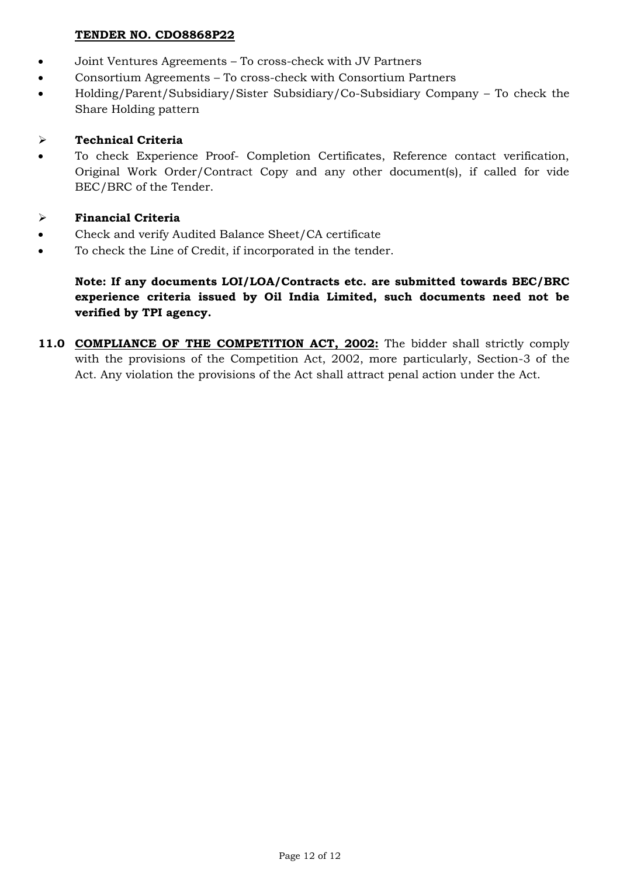**TENDER NO. CDO8868P22**

- Joint Ventures Agreements – To cross-check with JV Partners
- Consortium Agreements – To cross-check with Consortium Partners
- Holding/Parent/Subsidiary/Sister Subsidiary/Co-Subsidiary Company – To check the Share Holding pattern

➢ **Technical Criteria**

- To check Experience Proof- Completion Certificates, Reference contact verification, Original Work Order/Contract Copy and any other document(s), if called for vide BEC/BRC of the Tender.

➢ **Financial Criteria**

- Check and verify Audited Balance Sheet/CA certificate
- To check the Line of Credit, if incorporated in the tender.

**Note: If any documents LOI/LOA/Contracts etc. are submitted towards BEC/BRC experience criteria issued by Oil India Limited, such documents need not be verified by TPI agency.**

**11.0** **COMPLIANCE OF THE COMPETITION ACT, 2002:** The bidder shall strictly comply with the provisions of the Competition Act, 2002, more particularly, Section-3 of the Act. Any violation the provisions of the Act shall attract penal action under the Act.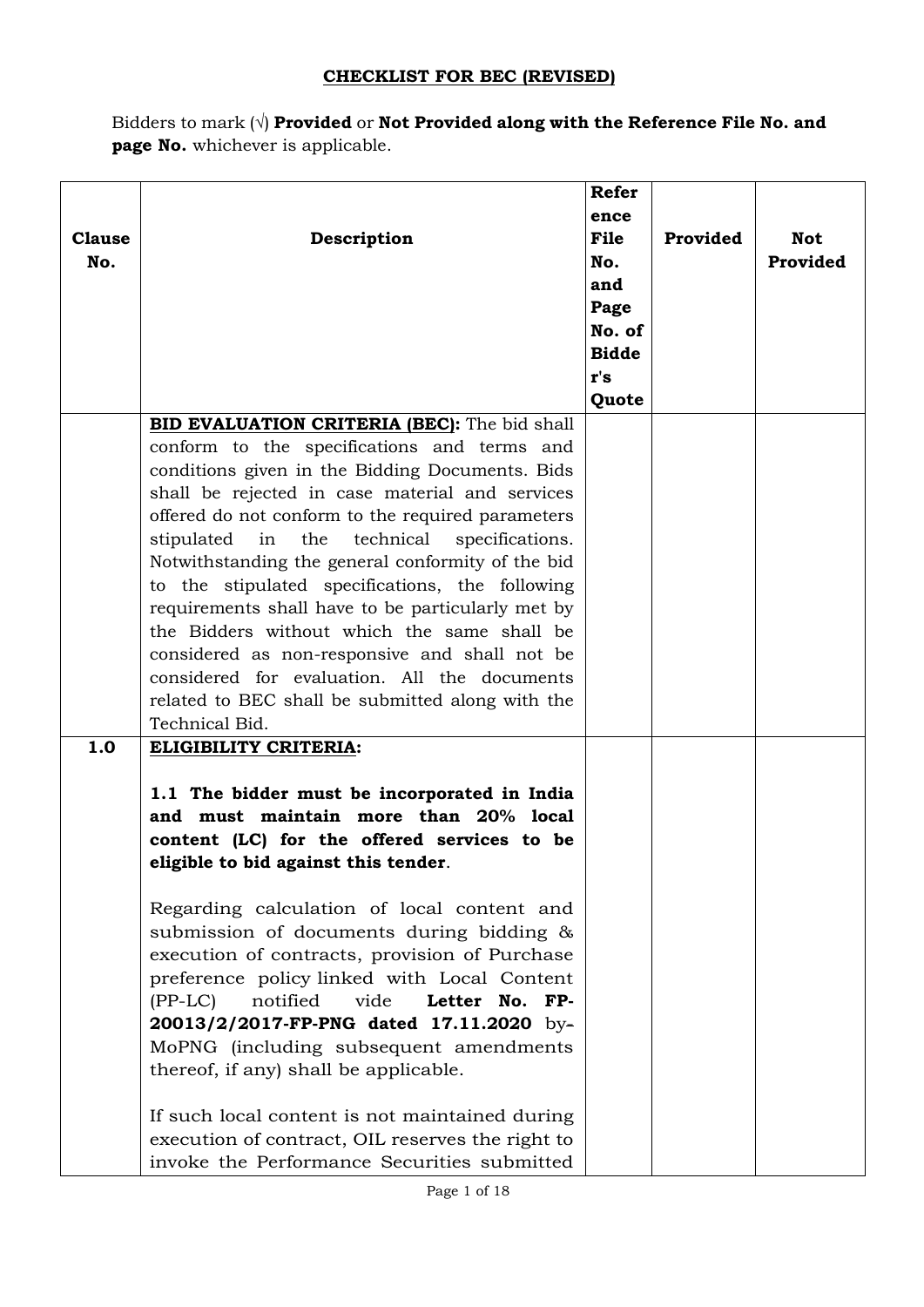**CHECKLIST FOR BEC (REVISED)**

Bidders to mark (√) **Provided** or **Not Provided along with the Reference File No. and page No.** whichever is applicable.

| Clause No. | Description | Reference File No. and Page No. of Bidder's Quote | Provided | Not Provided |
|---|---|---|---|---|
| | **BID EVALUATION CRITERIA (BEC):** The bid shall conform to the specifications and terms and conditions given in the Bidding Documents. Bids shall be rejected in case material and services offered do not conform to the required parameters stipulated in the technical specifications. Notwithstanding the general conformity of the bid to the stipulated specifications, the following requirements shall have to be particularly met by the Bidders without which the same shall be considered as non-responsive and shall not be considered for evaluation. All the documents related to BEC shall be submitted along with the Technical Bid. | | | |
| **1.0** | **ELIGIBILITY CRITERIA:**<br><br>**1.1 The bidder must be incorporated in India and must maintain more than 20% local content (LC) for the offered services to be eligible to bid against this tender**.<br><br>Regarding calculation of local content and submission of documents during bidding & execution of contracts, provision of Purchase preference policy linked with Local Content (PP-LC) notified vide **Letter No. FP-20013/2/2017-FP-PNG dated 17.11.2020** by MoPNG (including subsequent amendments thereof, if any) shall be applicable.<br><br>If such local content is not maintained during execution of contract, OIL reserves the right to invoke the Performance Securities submitted | | | |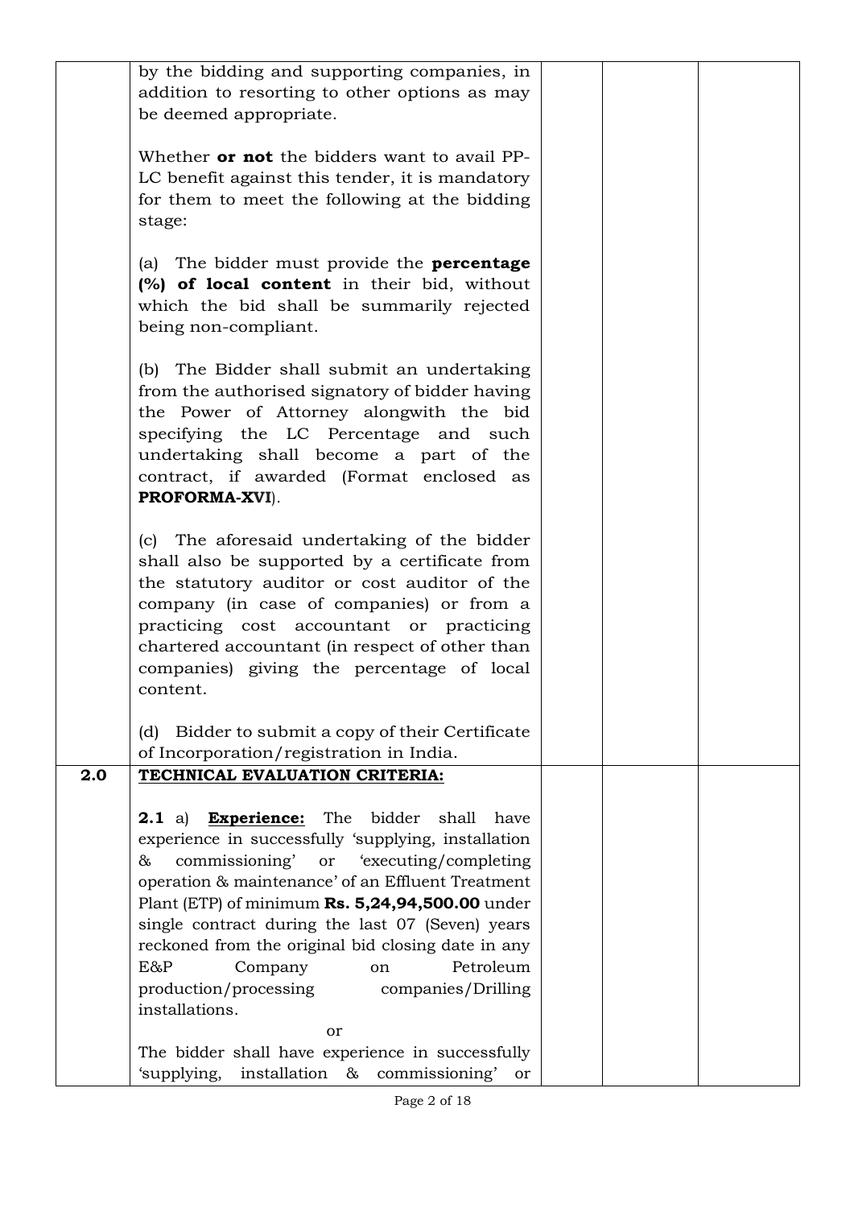|  |  |  |  |
|---|---|---|---|
|  | by the bidding and supporting companies, in addition to resorting to other options as may be deemed appropriate.<br><br>Whether **or not** the bidders want to avail PP-LC benefit against this tender, it is mandatory for them to meet the following at the bidding stage:<br><br>(a) The bidder must provide the **percentage (%) of local content** in their bid, without which the bid shall be summarily rejected being non-compliant.<br><br>(b) The Bidder shall submit an undertaking from the authorised signatory of bidder having the Power of Attorney alongwith the bid specifying the LC Percentage and such undertaking shall become a part of the contract, if awarded (Format enclosed as **PROFORMA-XVI**).<br><br>(c) The aforesaid undertaking of the bidder shall also be supported by a certificate from the statutory auditor or cost auditor of the company (in case of companies) or from a practicing cost accountant or practicing chartered accountant (in respect of other than companies) giving the percentage of local content.<br><br>(d) Bidder to submit a copy of their Certificate of Incorporation/registration in India. |  |  |
| **2.0** | **TECHNICAL EVALUATION CRITERIA:**<br><br>**2.1** a) **Experience:** The bidder shall have experience in successfully 'supplying, installation & commissioning' or 'executing/completing operation & maintenance' of an Effluent Treatment Plant (ETP) of minimum **Rs. 5,24,94,500.00** under single contract during the last 07 (Seven) years reckoned from the original bid closing date in any E&P Company on Petroleum production/processing companies/Drilling installations.<br><br>or<br><br>The bidder shall have experience in successfully 'supplying, installation & commissioning' or |  |  |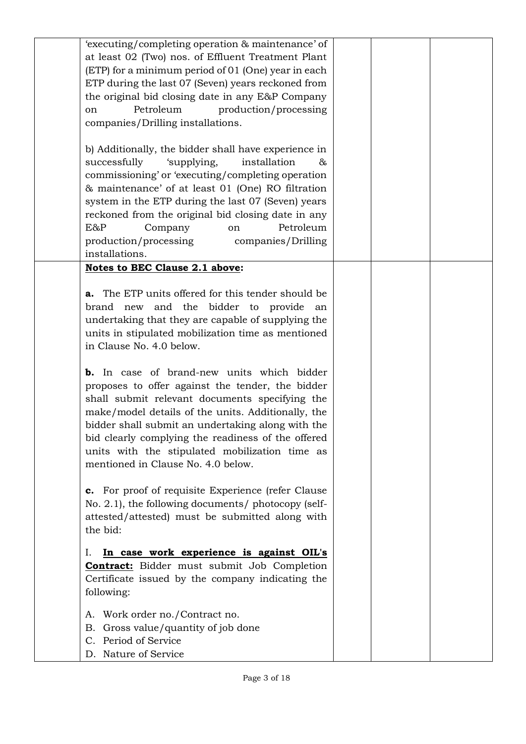| | | | | |
|---|---|---|---|---|
| | 'executing/completing operation & maintenance' of at least 02 (Two) nos. of Effluent Treatment Plant (ETP) for a minimum period of 01 (One) year in each ETP during the last 07 (Seven) years reckoned from the original bid closing date in any E&P Company on Petroleum production/processing companies/Drilling installations.<br><br>b) Additionally, the bidder shall have experience in successfully 'supplying, installation & commissioning' or 'executing/completing operation & maintenance' of at least 01 (One) RO filtration system in the ETP during the last 07 (Seven) years reckoned from the original bid closing date in any E&P Company on Petroleum production/processing companies/Drilling installations. | | | |
| | **<u>Notes to BEC Clause 2.1 above</u>:**<br><br>**a.** The ETP units offered for this tender should be brand new and the bidder to provide an undertaking that they are capable of supplying the units in stipulated mobilization time as mentioned in Clause No. 4.0 below.<br><br>**b.** In case of brand-new units which bidder proposes to offer against the tender, the bidder shall submit relevant documents specifying the make/model details of the units. Additionally, the bidder shall submit an undertaking along with the bid clearly complying the readiness of the offered units with the stipulated mobilization time as mentioned in Clause No. 4.0 below.<br><br>**c.** For proof of requisite Experience (refer Clause No. 2.1), the following documents/ photocopy (self-attested/attested) must be submitted along with the bid:<br><br>I. **<u>In case work experience is against OIL's Contract:</u>** Bidder must submit Job Completion Certificate issued by the company indicating the following:<br><br>A. Work order no./Contract no.<br>B. Gross value/quantity of job done<br>C. Period of Service<br>D. Nature of Service | | | |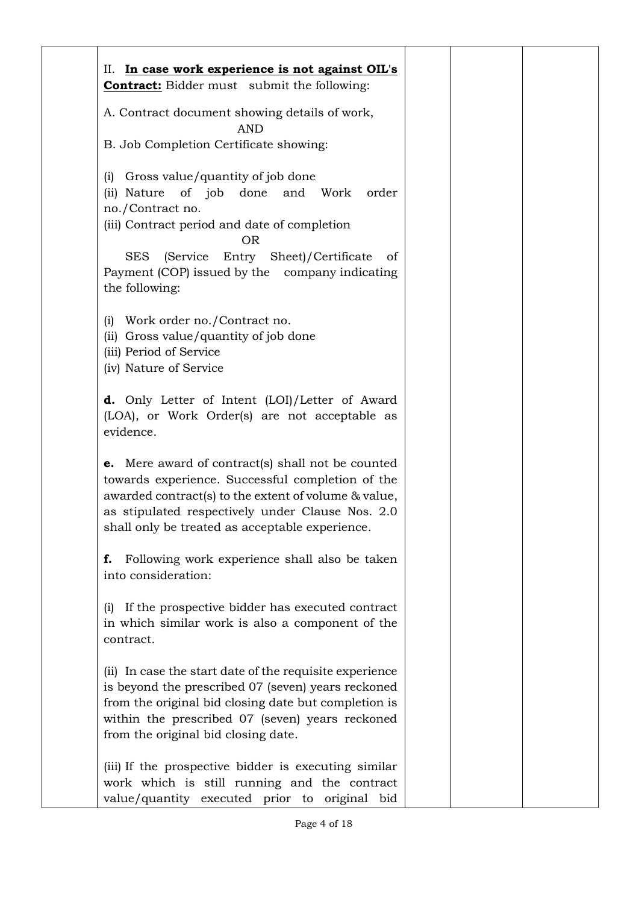| | | | | |
|---|---|---|---|---|
| | II. **In case work experience is not against OIL's Contract:** Bidder must submit the following:<br><br>A. Contract document showing details of work,<br>AND<br>B. Job Completion Certificate showing:<br><br>(i) Gross value/quantity of job done<br>(ii) Nature of job done and Work order no./Contract no.<br>(iii) Contract period and date of completion<br>OR<br>SES (Service Entry Sheet)/Certificate of Payment (COP) issued by the company indicating the following:<br><br>(i) Work order no./Contract no.<br>(ii) Gross value/quantity of job done<br>(iii) Period of Service<br>(iv) Nature of Service<br><br>**d.** Only Letter of Intent (LOI)/Letter of Award (LOA), or Work Order(s) are not acceptable as evidence.<br><br>**e.** Mere award of contract(s) shall not be counted towards experience. Successful completion of the awarded contract(s) to the extent of volume & value, as stipulated respectively under Clause Nos. 2.0 shall only be treated as acceptable experience.<br><br>**f.** Following work experience shall also be taken into consideration:<br><br>(i) If the prospective bidder has executed contract in which similar work is also a component of the contract.<br><br>(ii) In case the start date of the requisite experience is beyond the prescribed 07 (seven) years reckoned from the original bid closing date but completion is within the prescribed 07 (seven) years reckoned from the original bid closing date.<br><br>(iii) If the prospective bidder is executing similar work which is still running and the contract value/quantity executed prior to original bid | | | |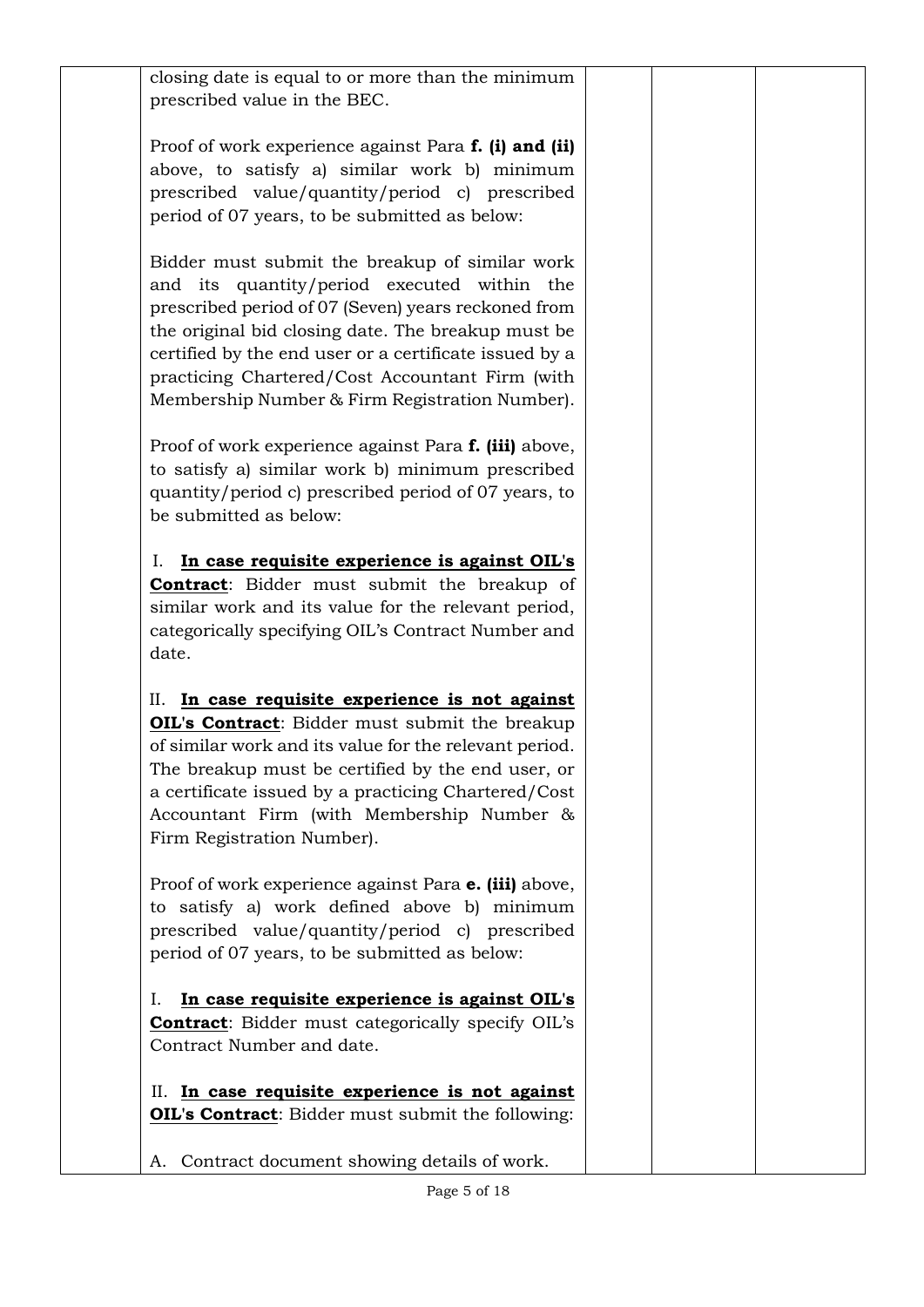| | | | | |
|---|---|---|---|---|
| | closing date is equal to or more than the minimum prescribed value in the BEC.<br><br>Proof of work experience against Para **f. (i) and (ii)** above, to satisfy a) similar work b) minimum prescribed value/quantity/period c) prescribed period of 07 years, to be submitted as below:<br><br>Bidder must submit the breakup of similar work and its quantity/period executed within the prescribed period of 07 (Seven) years reckoned from the original bid closing date. The breakup must be certified by the end user or a certificate issued by a practicing Chartered/Cost Accountant Firm (with Membership Number & Firm Registration Number).<br><br>Proof of work experience against Para **f. (iii)** above, to satisfy a) similar work b) minimum prescribed quantity/period c) prescribed period of 07 years, to be submitted as below:<br><br>I. **<u>In case requisite experience is against OIL's Contract</u>**: Bidder must submit the breakup of similar work and its value for the relevant period, categorically specifying OIL's Contract Number and date.<br><br>II. **<u>In case requisite experience is not against OIL's Contract</u>**: Bidder must submit the breakup of similar work and its value for the relevant period. The breakup must be certified by the end user, or a certificate issued by a practicing Chartered/Cost Accountant Firm (with Membership Number & Firm Registration Number).<br><br>Proof of work experience against Para **e. (iii)** above, to satisfy a) work defined above b) minimum prescribed value/quantity/period c) prescribed period of 07 years, to be submitted as below:<br><br>I. **<u>In case requisite experience is against OIL's Contract</u>**: Bidder must categorically specify OIL's Contract Number and date.<br><br>II. **<u>In case requisite experience is not against OIL's Contract</u>**: Bidder must submit the following:<br><br>A. Contract document showing details of work. | | | |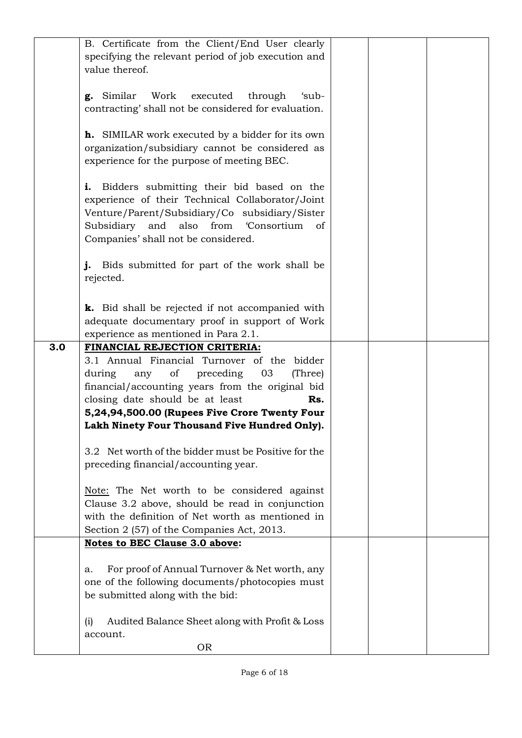| | | | | |
|---|---|---|---|---|
| | B. Certificate from the Client/End User clearly specifying the relevant period of job execution and value thereof.<br><br>**g.** Similar Work executed through 'sub-contracting' shall not be considered for evaluation.<br><br>**h.** SIMILAR work executed by a bidder for its own organization/subsidiary cannot be considered as experience for the purpose of meeting BEC.<br><br>**i.** Bidders submitting their bid based on the experience of their Technical Collaborator/Joint Venture/Parent/Subsidiary/Co subsidiary/Sister Subsidiary and also from 'Consortium of Companies' shall not be considered.<br><br>**j.** Bids submitted for part of the work shall be rejected.<br><br>**k.** Bid shall be rejected if not accompanied with adequate documentary proof in support of Work experience as mentioned in Para 2.1. | | | |
| **3.0** | **FINANCIAL REJECTION CRITERIA:**<br>3.1 Annual Financial Turnover of the bidder during any of preceding 03 (Three) financial/accounting years from the original bid closing date should be at least **Rs. 5,24,94,500.00 (Rupees Five Crore Twenty Four Lakh Ninety Four Thousand Five Hundred Only).**<br><br>3.2 Net worth of the bidder must be Positive for the preceding financial/accounting year.<br><br>Note: The Net worth to be considered against Clause 3.2 above, should be read in conjunction with the definition of Net worth as mentioned in Section 2 (57) of the Companies Act, 2013. | | | |
| | **Notes to BEC Clause 3.0 above:**<br><br>a. For proof of Annual Turnover & Net worth, any one of the following documents/photocopies must be submitted along with the bid:<br><br>(i) Audited Balance Sheet along with Profit & Loss account.<br>OR | | | |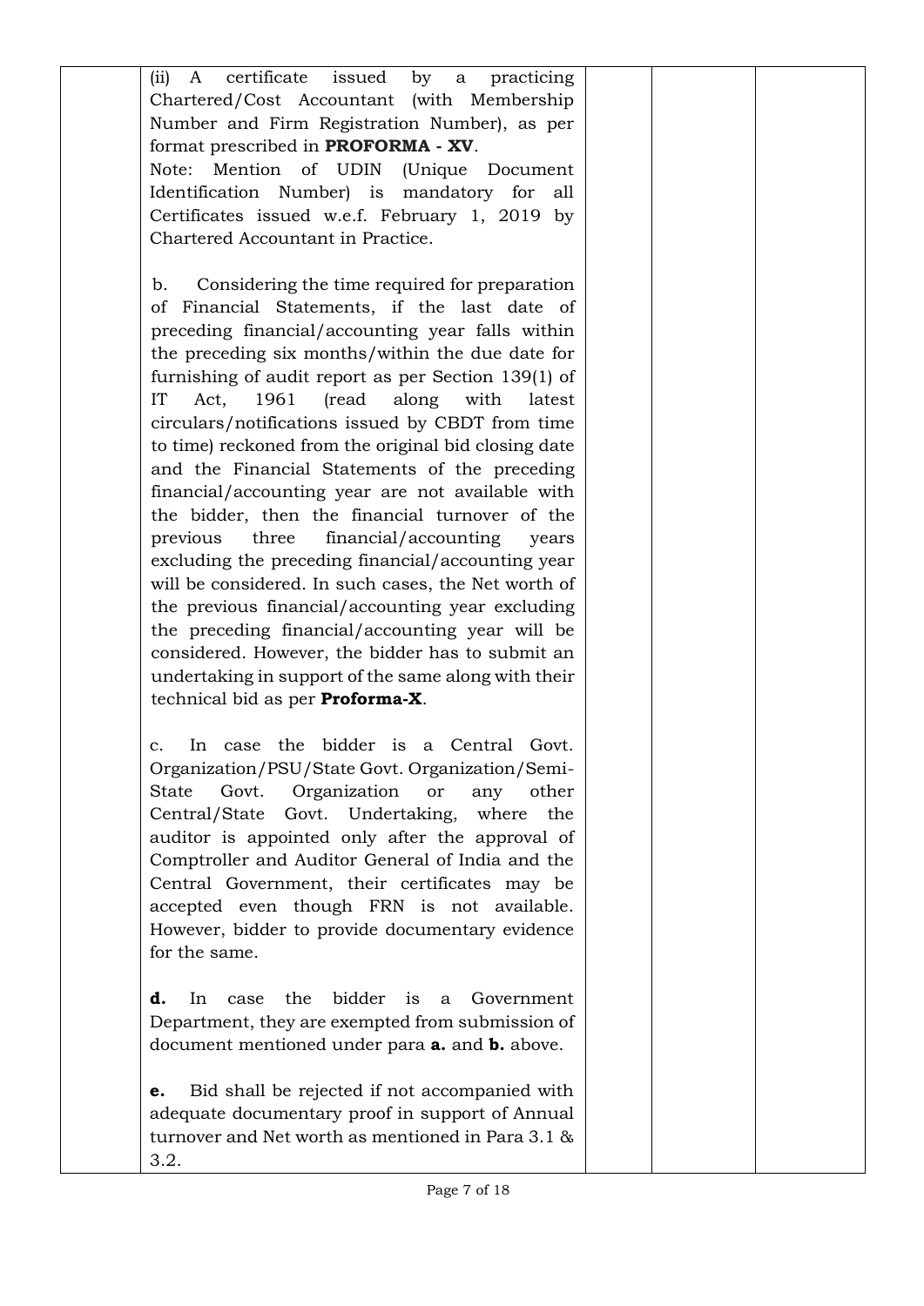| | | | | |
|---|---|---|---|---|
| | (ii) A certificate issued by a practicing Chartered/Cost Accountant (with Membership Number and Firm Registration Number), as per format prescribed in **PROFORMA - XV**.<br>Note: Mention of UDIN (Unique Document Identification Number) is mandatory for all Certificates issued w.e.f. February 1, 2019 by Chartered Accountant in Practice.<br><br>b. Considering the time required for preparation of Financial Statements, if the last date of preceding financial/accounting year falls within the preceding six months/within the due date for furnishing of audit report as per Section 139(1) of IT Act, 1961 (read along with latest circulars/notifications issued by CBDT from time to time) reckoned from the original bid closing date and the Financial Statements of the preceding financial/accounting year are not available with the bidder, then the financial turnover of the previous three financial/accounting years excluding the preceding financial/accounting year will be considered. In such cases, the Net worth of the previous financial/accounting year excluding the preceding financial/accounting year will be considered. However, the bidder has to submit an undertaking in support of the same along with their technical bid as per **Proforma-X**.<br><br>c. In case the bidder is a Central Govt. Organization/PSU/State Govt. Organization/Semi-State Govt. Organization or any other Central/State Govt. Undertaking, where the auditor is appointed only after the approval of Comptroller and Auditor General of India and the Central Government, their certificates may be accepted even though FRN is not available. However, bidder to provide documentary evidence for the same.<br><br>**d.** In case the bidder is a Government Department, they are exempted from submission of document mentioned under para **a.** and **b.** above.<br><br>**e.** Bid shall be rejected if not accompanied with adequate documentary proof in support of Annual turnover and Net worth as mentioned in Para 3.1 & 3.2. | | | |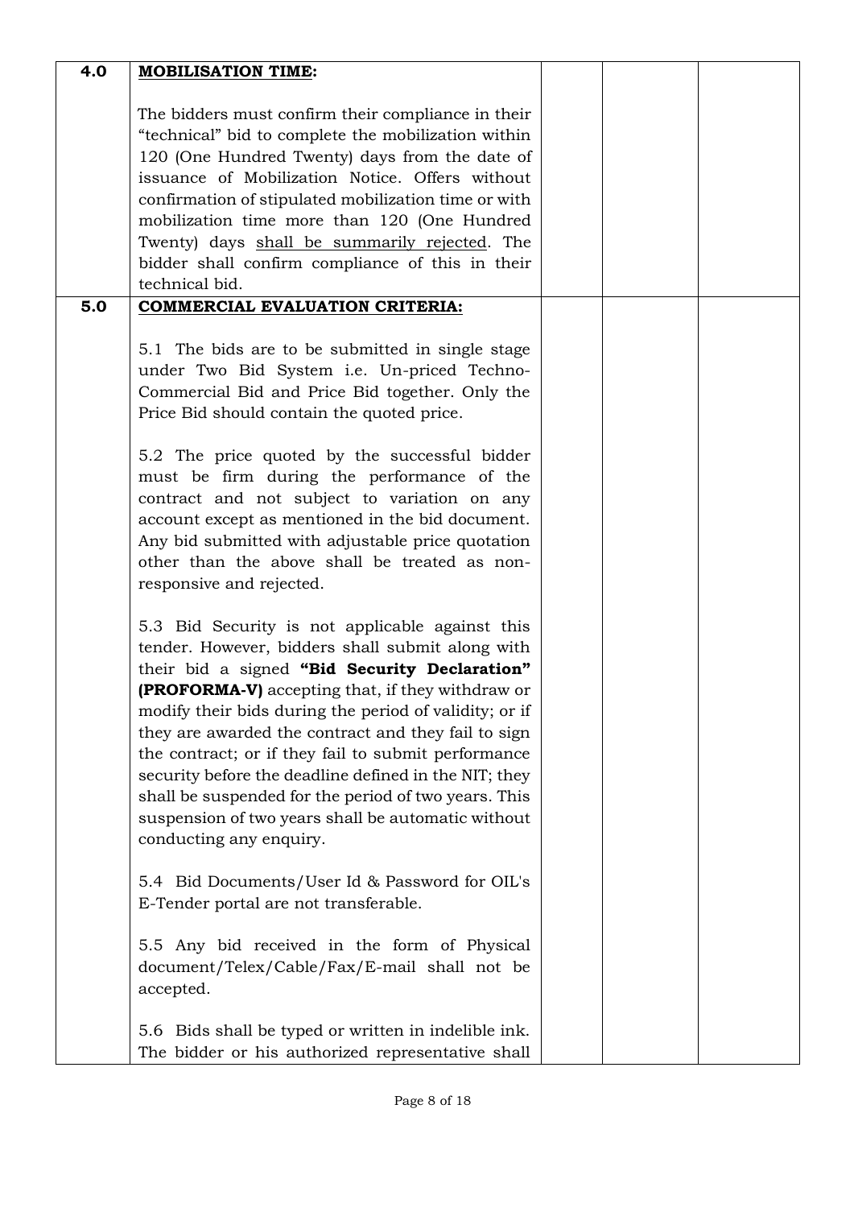| | | | | |
|---|---|---|---|---|
| **4.0** | **MOBILISATION TIME:**<br><br>The bidders must confirm their compliance in their "technical" bid to complete the mobilization within 120 (One Hundred Twenty) days from the date of issuance of Mobilization Notice. Offers without confirmation of stipulated mobilization time or with mobilization time more than 120 (One Hundred Twenty) days shall be summarily rejected. The bidder shall confirm compliance of this in their technical bid. | | | |
| **5.0** | **COMMERCIAL EVALUATION CRITERIA:**<br><br>5.1 The bids are to be submitted in single stage under Two Bid System i.e. Un-priced Techno-Commercial Bid and Price Bid together. Only the Price Bid should contain the quoted price.<br><br>5.2 The price quoted by the successful bidder must be firm during the performance of the contract and not subject to variation on any account except as mentioned in the bid document. Any bid submitted with adjustable price quotation other than the above shall be treated as non-responsive and rejected.<br><br>5.3 Bid Security is not applicable against this tender. However, bidders shall submit along with their bid a signed **"Bid Security Declaration" (PROFORMA-V)** accepting that, if they withdraw or modify their bids during the period of validity; or if they are awarded the contract and they fail to sign the contract; or if they fail to submit performance security before the deadline defined in the NIT; they shall be suspended for the period of two years. This suspension of two years shall be automatic without conducting any enquiry.<br><br>5.4 Bid Documents/User Id & Password for OIL's E-Tender portal are not transferable.<br><br>5.5 Any bid received in the form of Physical document/Telex/Cable/Fax/E-mail shall not be accepted.<br><br>5.6 Bids shall be typed or written in indelible ink. The bidder or his authorized representative shall | | | |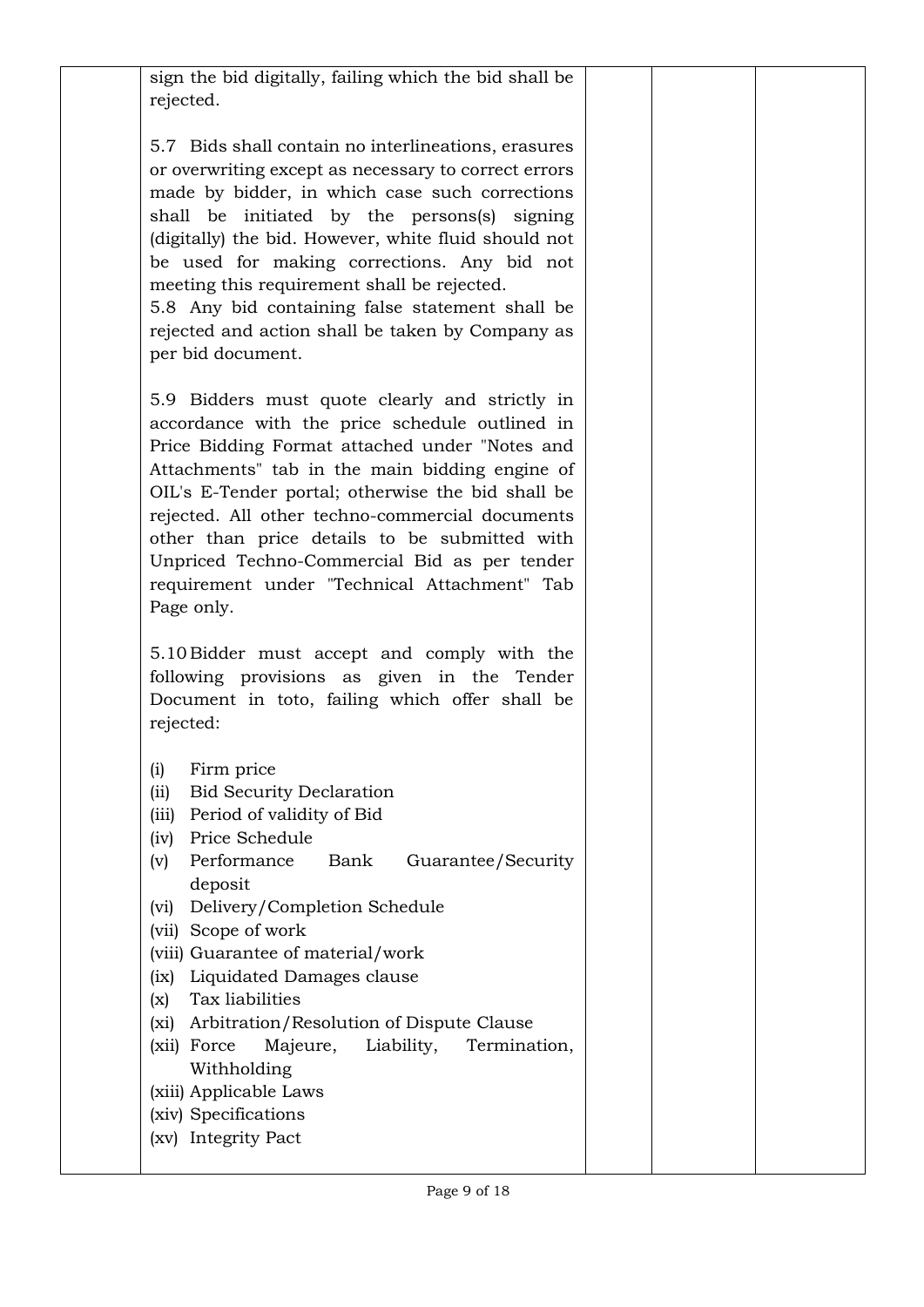| | | | | |
|---|---|---|---|---|
| | sign the bid digitally, failing which the bid shall be rejected.<br><br>5.7 Bids shall contain no interlineations, erasures or overwriting except as necessary to correct errors made by bidder, in which case such corrections shall be initiated by the persons(s) signing (digitally) the bid. However, white fluid should not be used for making corrections. Any bid not meeting this requirement shall be rejected.<br>5.8 Any bid containing false statement shall be rejected and action shall be taken by Company as per bid document.<br><br>5.9 Bidders must quote clearly and strictly in accordance with the price schedule outlined in Price Bidding Format attached under "Notes and Attachments" tab in the main bidding engine of OIL's E-Tender portal; otherwise the bid shall be rejected. All other techno-commercial documents other than price details to be submitted with Unpriced Techno-Commercial Bid as per tender requirement under "Technical Attachment" Tab Page only.<br><br>5.10 Bidder must accept and comply with the following provisions as given in the Tender Document in toto, failing which offer shall be rejected:<br><br>(i) Firm price<br>(ii) Bid Security Declaration<br>(iii) Period of validity of Bid<br>(iv) Price Schedule<br>(v) Performance Bank Guarantee/Security deposit<br>(vi) Delivery/Completion Schedule<br>(vii) Scope of work<br>(viii) Guarantee of material/work<br>(ix) Liquidated Damages clause<br>(x) Tax liabilities<br>(xi) Arbitration/Resolution of Dispute Clause<br>(xii) Force Majeure, Liability, Termination, Withholding<br>(xiii) Applicable Laws<br>(xiv) Specifications<br>(xv) Integrity Pact | | | |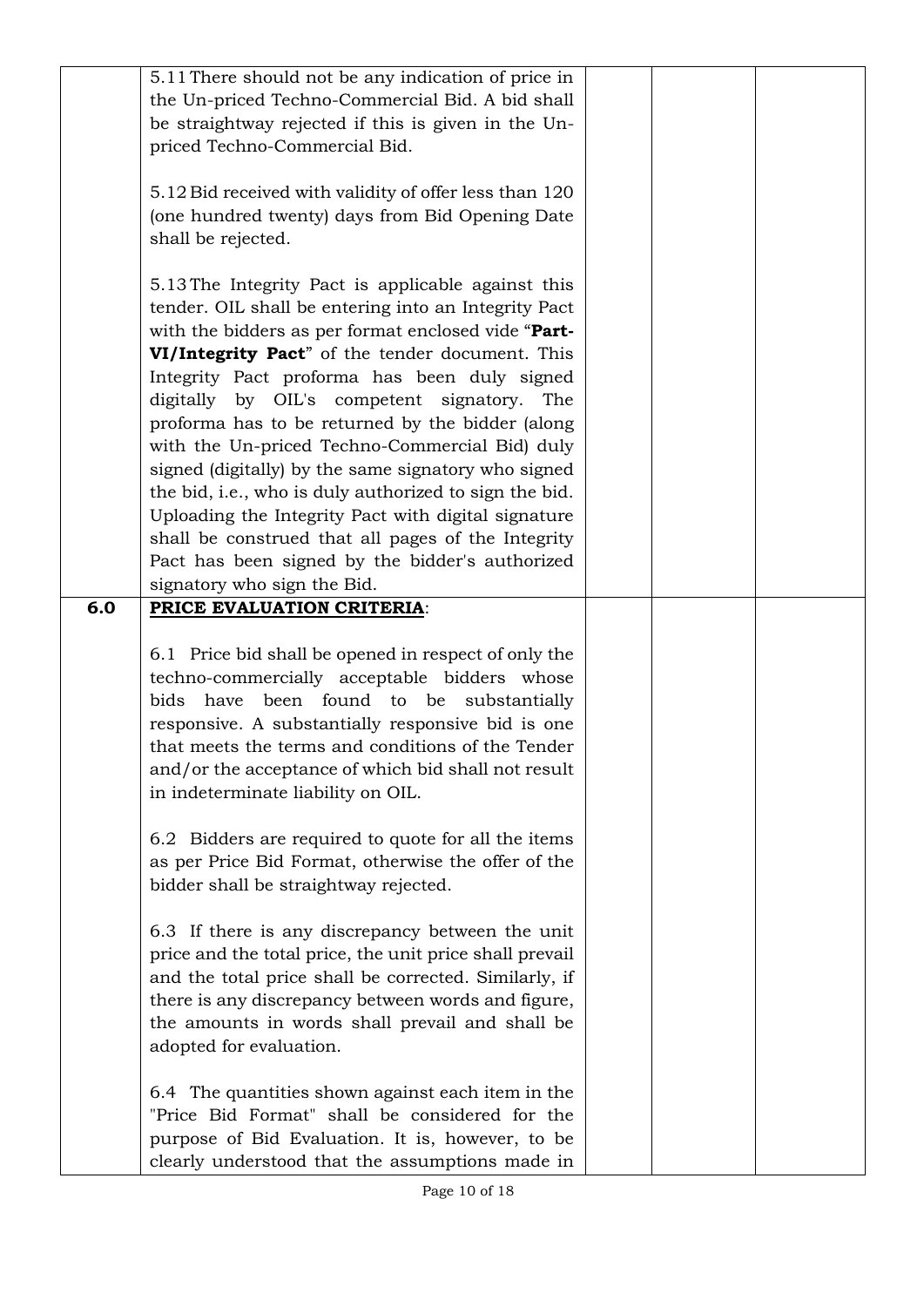| | | | |
|---|---|---|---|
| | 5.11 There should not be any indication of price in the Un-priced Techno-Commercial Bid. A bid shall be straightway rejected if this is given in the Un-priced Techno-Commercial Bid.<br><br>5.12 Bid received with validity of offer less than 120 (one hundred twenty) days from Bid Opening Date shall be rejected.<br><br>5.13 The Integrity Pact is applicable against this tender. OIL shall be entering into an Integrity Pact with the bidders as per format enclosed vide "**Part-VI/Integrity Pact**" of the tender document. This Integrity Pact proforma has been duly signed digitally by OIL's competent signatory. The proforma has to be returned by the bidder (along with the Un-priced Techno-Commercial Bid) duly signed (digitally) by the same signatory who signed the bid, i.e., who is duly authorized to sign the bid. Uploading the Integrity Pact with digital signature shall be construed that all pages of the Integrity Pact has been signed by the bidder's authorized signatory who sign the Bid. | | | |
| **6.0** | **PRICE EVALUATION CRITERIA**:<br><br>6.1 Price bid shall be opened in respect of only the techno-commercially acceptable bidders whose bids have been found to be substantially responsive. A substantially responsive bid is one that meets the terms and conditions of the Tender and/or the acceptance of which bid shall not result in indeterminate liability on OIL.<br><br>6.2 Bidders are required to quote for all the items as per Price Bid Format, otherwise the offer of the bidder shall be straightway rejected.<br><br>6.3 If there is any discrepancy between the unit price and the total price, the unit price shall prevail and the total price shall be corrected. Similarly, if there is any discrepancy between words and figure, the amounts in words shall prevail and shall be adopted for evaluation.<br><br>6.4 The quantities shown against each item in the "Price Bid Format" shall be considered for the purpose of Bid Evaluation. It is, however, to be clearly understood that the assumptions made in | | | |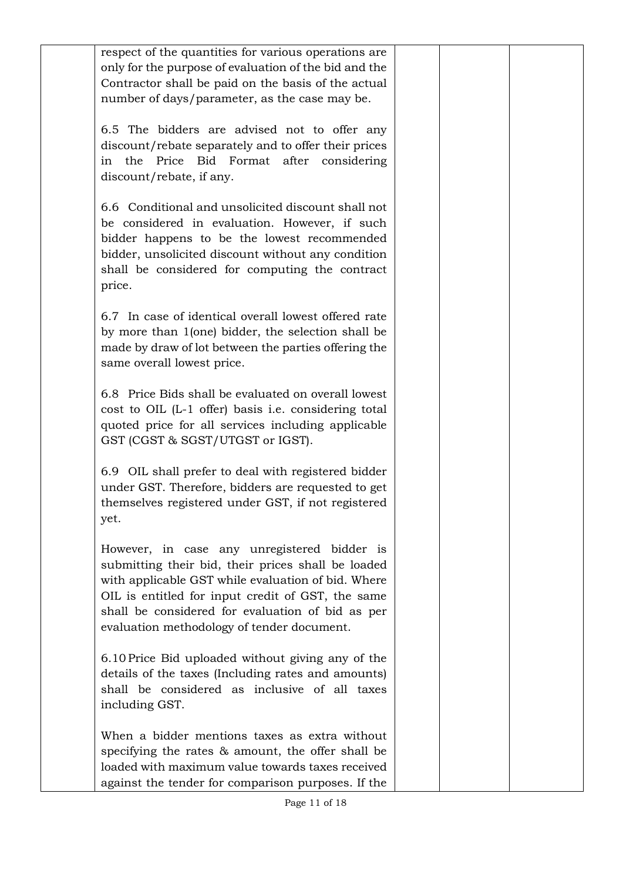| | respect of the quantities for various operations are only for the purpose of evaluation of the bid and the Contractor shall be paid on the basis of the actual number of days/parameter, as the case may be.<br><br>6.5 The bidders are advised not to offer any discount/rebate separately and to offer their prices in the Price Bid Format after considering discount/rebate, if any.<br><br>6.6 Conditional and unsolicited discount shall not be considered in evaluation. However, if such bidder happens to be the lowest recommended bidder, unsolicited discount without any condition shall be considered for computing the contract price.<br><br>6.7 In case of identical overall lowest offered rate by more than 1(one) bidder, the selection shall be made by draw of lot between the parties offering the same overall lowest price.<br><br>6.8 Price Bids shall be evaluated on overall lowest cost to OIL (L-1 offer) basis i.e. considering total quoted price for all services including applicable GST (CGST & SGST/UTGST or IGST).<br><br>6.9 OIL shall prefer to deal with registered bidder under GST. Therefore, bidders are requested to get themselves registered under GST, if not registered yet.<br><br>However, in case any unregistered bidder is submitting their bid, their prices shall be loaded with applicable GST while evaluation of bid. Where OIL is entitled for input credit of GST, the same shall be considered for evaluation of bid as per evaluation methodology of tender document.<br><br>6.10 Price Bid uploaded without giving any of the details of the taxes (Including rates and amounts) shall be considered as inclusive of all taxes including GST.<br><br>When a bidder mentions taxes as extra without specifying the rates & amount, the offer shall be loaded with maximum value towards taxes received against the tender for comparison purposes. If the | | | |
|---|---|---|---|---|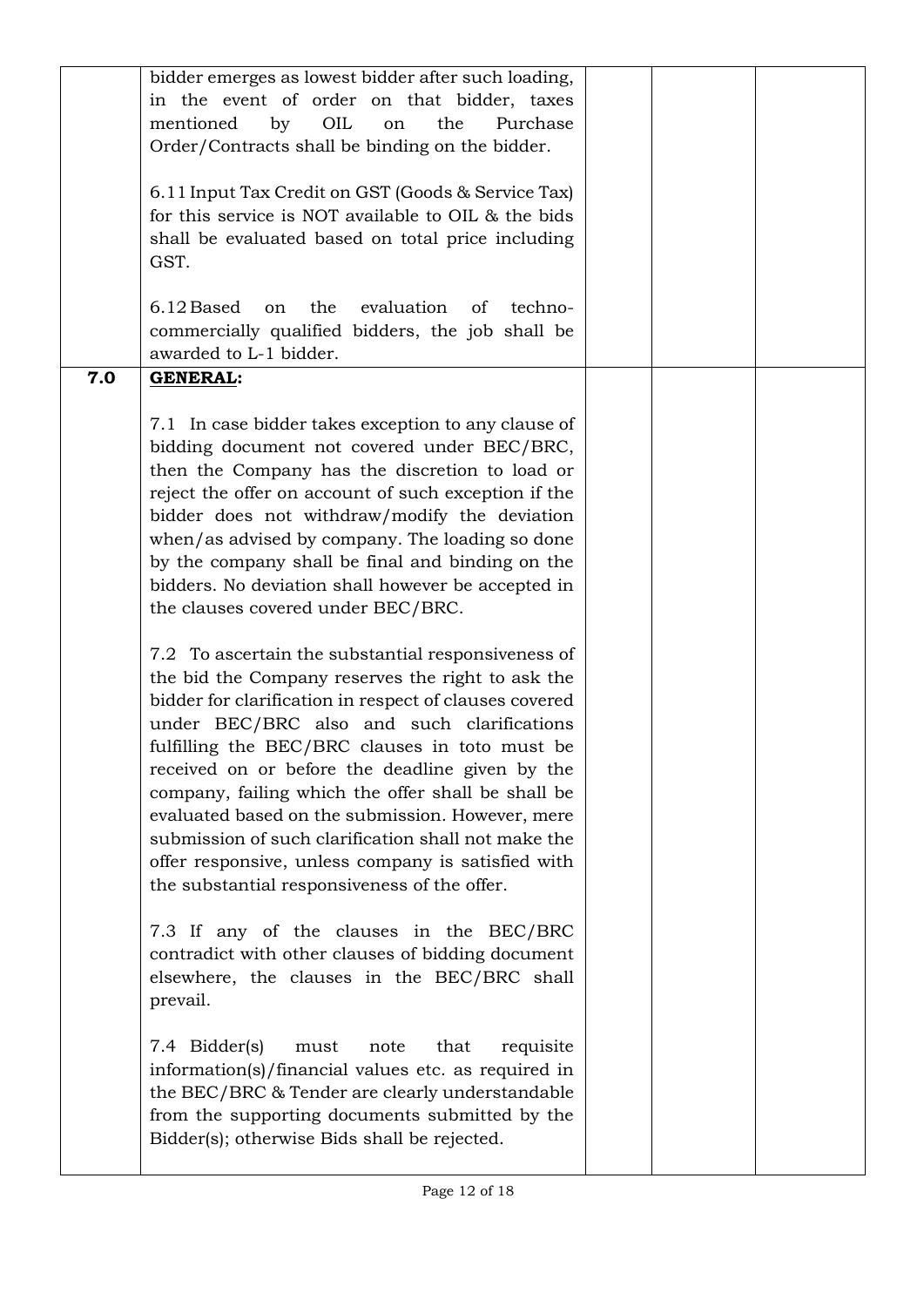| | | | | |
|---|---|---|---|---|
| | bidder emerges as lowest bidder after such loading, in the event of order on that bidder, taxes mentioned by OIL on the Purchase Order/Contracts shall be binding on the bidder.<br><br>6.11 Input Tax Credit on GST (Goods & Service Tax) for this service is NOT available to OIL & the bids shall be evaluated based on total price including GST.<br><br>6.12 Based on the evaluation of techno-commercially qualified bidders, the job shall be awarded to L-1 bidder. | | | |
| **7.0** | **GENERAL:**<br><br>7.1 In case bidder takes exception to any clause of bidding document not covered under BEC/BRC, then the Company has the discretion to load or reject the offer on account of such exception if the bidder does not withdraw/modify the deviation when/as advised by company. The loading so done by the company shall be final and binding on the bidders. No deviation shall however be accepted in the clauses covered under BEC/BRC.<br><br>7.2 To ascertain the substantial responsiveness of the bid the Company reserves the right to ask the bidder for clarification in respect of clauses covered under BEC/BRC also and such clarifications fulfilling the BEC/BRC clauses in toto must be received on or before the deadline given by the company, failing which the offer shall be shall be evaluated based on the submission. However, mere submission of such clarification shall not make the offer responsive, unless company is satisfied with the substantial responsiveness of the offer.<br><br>7.3 If any of the clauses in the BEC/BRC contradict with other clauses of bidding document elsewhere, the clauses in the BEC/BRC shall prevail.<br><br>7.4 Bidder(s) must note that requisite information(s)/financial values etc. as required in the BEC/BRC & Tender are clearly understandable from the supporting documents submitted by the Bidder(s); otherwise Bids shall be rejected. | | | |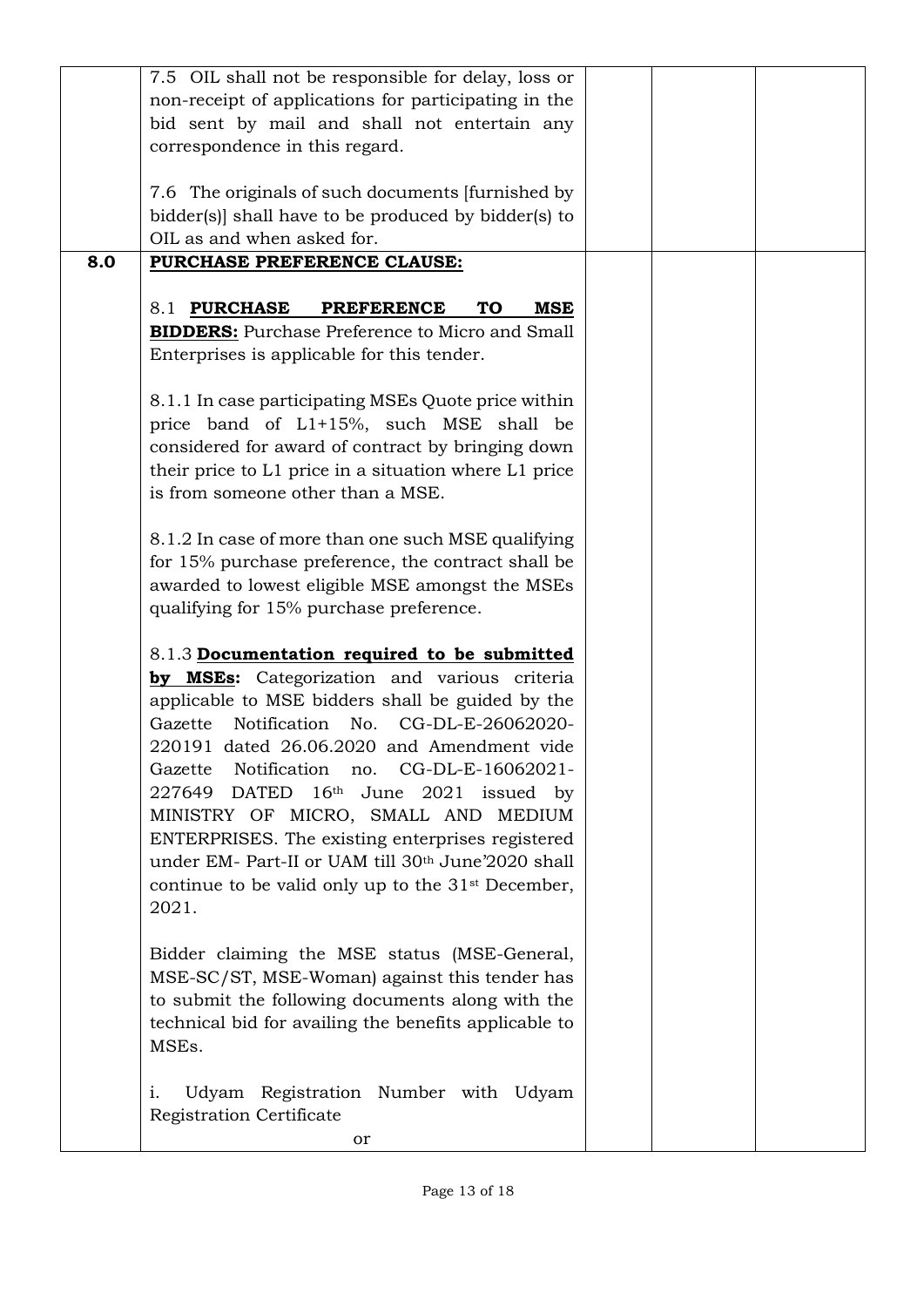| | | | | |
|---|---|---|---|---|
| | 7.5 OIL shall not be responsible for delay, loss or non-receipt of applications for participating in the bid sent by mail and shall not entertain any correspondence in this regard.<br><br>7.6 The originals of such documents [furnished by bidder(s)] shall have to be produced by bidder(s) to OIL as and when asked for. | | | |
| **8.0** | **PURCHASE PREFERENCE CLAUSE:**<br><br>8.1 **PURCHASE PREFERENCE TO MSE BIDDERS:** Purchase Preference to Micro and Small Enterprises is applicable for this tender.<br><br>8.1.1 In case participating MSEs Quote price within price band of L1+15%, such MSE shall be considered for award of contract by bringing down their price to L1 price in a situation where L1 price is from someone other than a MSE.<br><br>8.1.2 In case of more than one such MSE qualifying for 15% purchase preference, the contract shall be awarded to lowest eligible MSE amongst the MSEs qualifying for 15% purchase preference.<br><br>8.1.3 **Documentation required to be submitted by MSEs:** Categorization and various criteria applicable to MSE bidders shall be guided by the Gazette Notification No. CG-DL-E-26062020-220191 dated 26.06.2020 and Amendment vide Gazette Notification no. CG-DL-E-16062021-227649 DATED 16th June 2021 issued by MINISTRY OF MICRO, SMALL AND MEDIUM ENTERPRISES. The existing enterprises registered under EM- Part-II or UAM till 30th June'2020 shall continue to be valid only up to the 31st December, 2021.<br><br>Bidder claiming the MSE status (MSE-General, MSE-SC/ST, MSE-Woman) against this tender has to submit the following documents along with the technical bid for availing the benefits applicable to MSEs.<br><br>i. Udyam Registration Number with Udyam Registration Certificate<br><br>or | | | |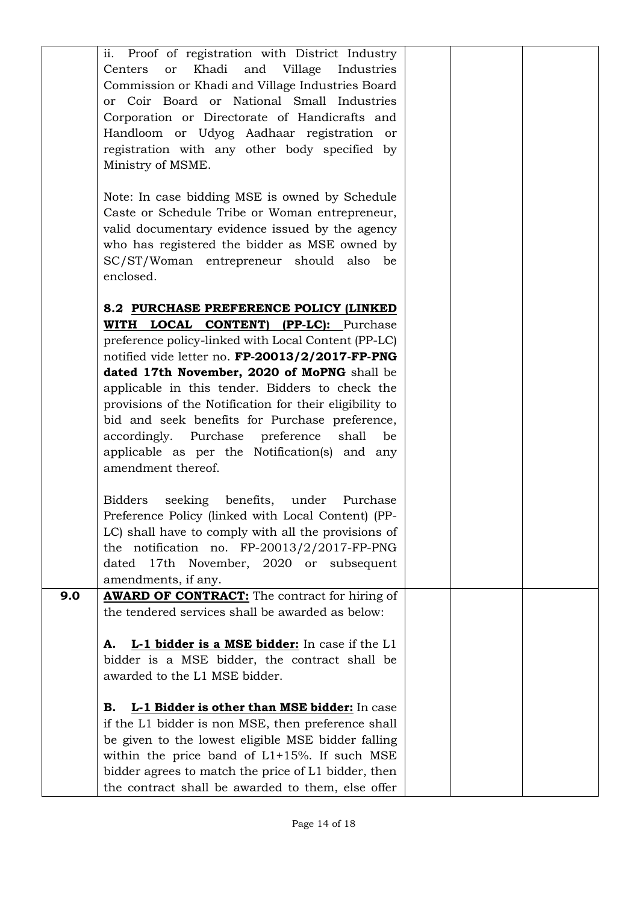| | | | | |
|---|---|---|---|---|
| | ii. Proof of registration with District Industry Centers or Khadi and Village Industries Commission or Khadi and Village Industries Board or Coir Board or National Small Industries Corporation or Directorate of Handicrafts and Handloom or Udyog Aadhaar registration or registration with any other body specified by Ministry of MSME.<br><br>Note: In case bidding MSE is owned by Schedule Caste or Schedule Tribe or Woman entrepreneur, valid documentary evidence issued by the agency who has registered the bidder as MSE owned by SC/ST/Woman entrepreneur should also be enclosed.<br><br>**8.2 <u>PURCHASE PREFERENCE POLICY (LINKED WITH LOCAL CONTENT) (PP-LC):</u>** Purchase preference policy-linked with Local Content (PP-LC) notified vide letter no. **FP-20013/2/2017-FP-PNG dated 17th November, 2020 of MoPNG** shall be applicable in this tender. Bidders to check the provisions of the Notification for their eligibility to bid and seek benefits for Purchase preference, accordingly. Purchase preference shall be applicable as per the Notification(s) and any amendment thereof.<br><br>Bidders seeking benefits, under Purchase Preference Policy (linked with Local Content) (PP-LC) shall have to comply with all the provisions of the notification no. FP-20013/2/2017-FP-PNG dated 17th November, 2020 or subsequent amendments, if any. | | | |
| **9.0** | **<u>AWARD OF CONTRACT:</u>** The contract for hiring of the tendered services shall be awarded as below:<br><br>**A. <u>L-1 bidder is a MSE bidder:</u>** In case if the L1 bidder is a MSE bidder, the contract shall be awarded to the L1 MSE bidder.<br><br>**B. <u>L-1 Bidder is other than MSE bidder:</u>** In case if the L1 bidder is non MSE, then preference shall be given to the lowest eligible MSE bidder falling within the price band of L1+15%. If such MSE bidder agrees to match the price of L1 bidder, then the contract shall be awarded to them, else offer | | | |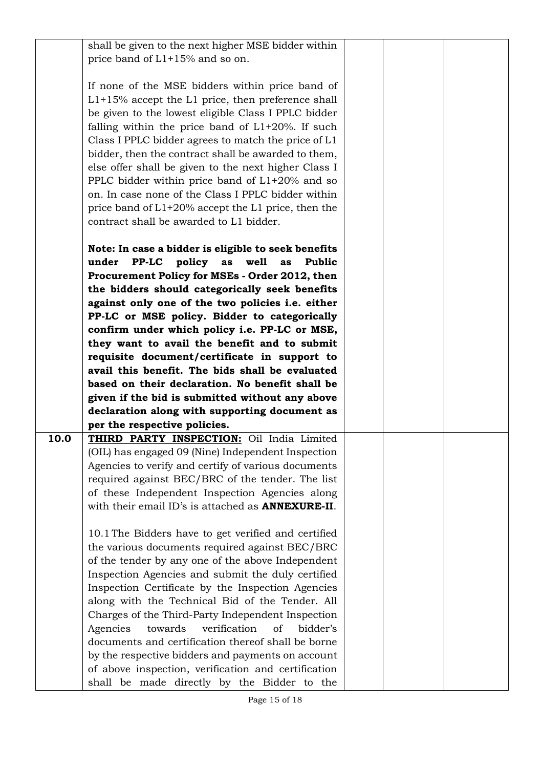| | | | | |
|---|---|---|---|---|
| | shall be given to the next higher MSE bidder within price band of L1+15% and so on.<br><br>If none of the MSE bidders within price band of L1+15% accept the L1 price, then preference shall be given to the lowest eligible Class I PPLC bidder falling within the price band of L1+20%. If such Class I PPLC bidder agrees to match the price of L1 bidder, then the contract shall be awarded to them, else offer shall be given to the next higher Class I PPLC bidder within price band of L1+20% and so on. In case none of the Class I PPLC bidder within price band of L1+20% accept the L1 price, then the contract shall be awarded to L1 bidder.<br><br>**Note: In case a bidder is eligible to seek benefits under PP-LC policy as well as Public Procurement Policy for MSEs - Order 2012, then the bidders should categorically seek benefits against only one of the two policies i.e. either PP-LC or MSE policy. Bidder to categorically confirm under which policy i.e. PP-LC or MSE, they want to avail the benefit and to submit requisite document/certificate in support to avail this benefit. The bids shall be evaluated based on their declaration. No benefit shall be given if the bid is submitted without any above declaration along with supporting document as per the respective policies.** | | | |
| **10.0** | **THIRD PARTY INSPECTION:** Oil India Limited (OIL) has engaged 09 (Nine) Independent Inspection Agencies to verify and certify of various documents required against BEC/BRC of the tender. The list of these Independent Inspection Agencies along with their email ID's is attached as **ANNEXURE-II**.<br><br>10.1 The Bidders have to get verified and certified the various documents required against BEC/BRC of the tender by any one of the above Independent Inspection Agencies and submit the duly certified Inspection Certificate by the Inspection Agencies along with the Technical Bid of the Tender. All Charges of the Third-Party Independent Inspection Agencies towards verification of bidder's documents and certification thereof shall be borne by the respective bidders and payments on account of above inspection, verification and certification shall be made directly by the Bidder to the | | | |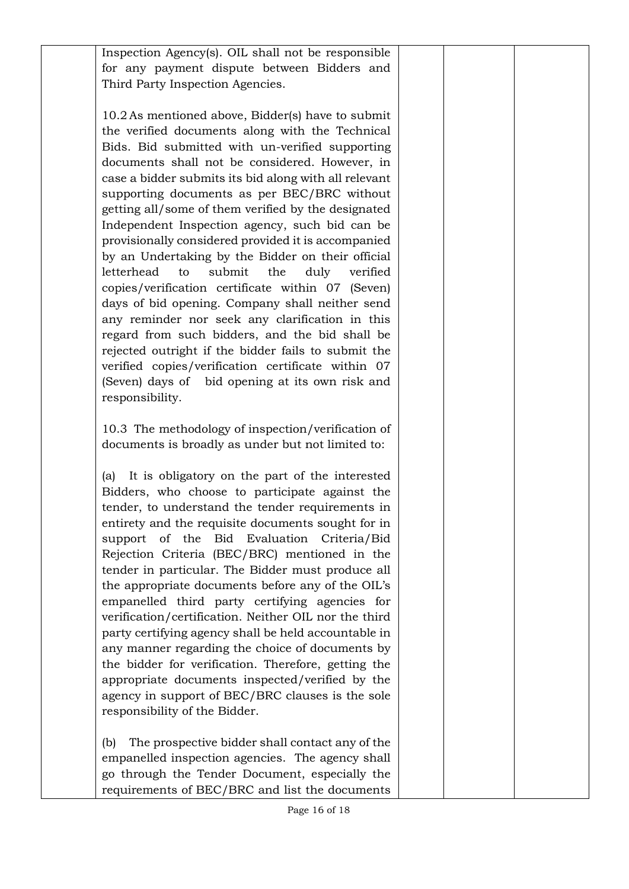| | | | | |
|---|---|---|---|---|
| | Inspection Agency(s). OIL shall not be responsible for any payment dispute between Bidders and Third Party Inspection Agencies.<br><br>10.2 As mentioned above, Bidder(s) have to submit the verified documents along with the Technical Bids. Bid submitted with un-verified supporting documents shall not be considered. However, in case a bidder submits its bid along with all relevant supporting documents as per BEC/BRC without getting all/some of them verified by the designated Independent Inspection agency, such bid can be provisionally considered provided it is accompanied by an Undertaking by the Bidder on their official letterhead to submit the duly verified copies/verification certificate within 07 (Seven) days of bid opening. Company shall neither send any reminder nor seek any clarification in this regard from such bidders, and the bid shall be rejected outright if the bidder fails to submit the verified copies/verification certificate within 07 (Seven) days of bid opening at its own risk and responsibility.<br><br>10.3 The methodology of inspection/verification of documents is broadly as under but not limited to:<br><br>(a) It is obligatory on the part of the interested Bidders, who choose to participate against the tender, to understand the tender requirements in entirety and the requisite documents sought for in support of the Bid Evaluation Criteria/Bid Rejection Criteria (BEC/BRC) mentioned in the tender in particular. The Bidder must produce all the appropriate documents before any of the OIL's empanelled third party certifying agencies for verification/certification. Neither OIL nor the third party certifying agency shall be held accountable in any manner regarding the choice of documents by the bidder for verification. Therefore, getting the appropriate documents inspected/verified by the agency in support of BEC/BRC clauses is the sole responsibility of the Bidder.<br><br>(b) The prospective bidder shall contact any of the empanelled inspection agencies. The agency shall go through the Tender Document, especially the requirements of BEC/BRC and list the documents | | | |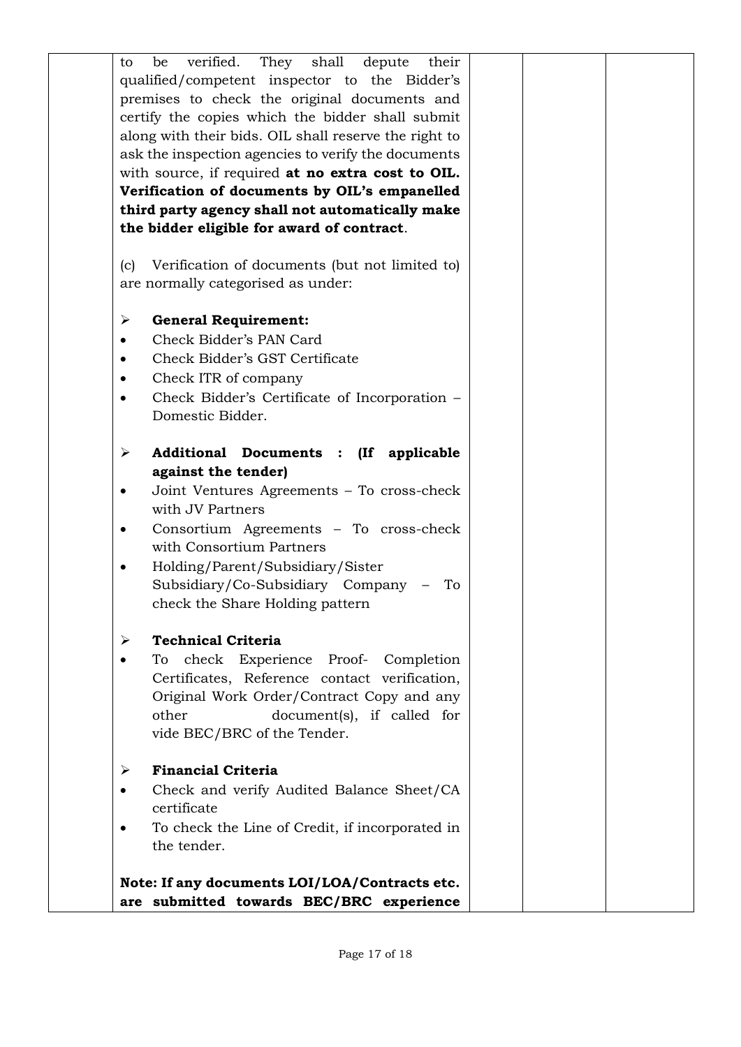| | to be verified. They shall depute their qualified/competent inspector to the Bidder's premises to check the original documents and certify the copies which the bidder shall submit along with their bids. OIL shall reserve the right to ask the inspection agencies to verify the documents with source, if required **at no extra cost to OIL. Verification of documents by OIL's empanelled third party agency shall not automatically make the bidder eligible for award of contract**.<br><br>(c) Verification of documents (but not limited to) are normally categorised as under:<br><br>➢ **General Requirement:**<br>• Check Bidder's PAN Card<br>• Check Bidder's GST Certificate<br>• Check ITR of company<br>• Check Bidder's Certificate of Incorporation – Domestic Bidder.<br><br>➢ **Additional Documents : (If applicable against the tender)**<br>• Joint Ventures Agreements – To cross-check with JV Partners<br>• Consortium Agreements – To cross-check with Consortium Partners<br>• Holding/Parent/Subsidiary/Sister Subsidiary/Co-Subsidiary Company – To check the Share Holding pattern<br><br>➢ **Technical Criteria**<br>• To check Experience Proof- Completion Certificates, Reference contact verification, Original Work Order/Contract Copy and any other document(s), if called for vide BEC/BRC of the Tender.<br><br>➢ **Financial Criteria**<br>• Check and verify Audited Balance Sheet/CA certificate<br>• To check the Line of Credit, if incorporated in the tender.<br><br>**Note: If any documents LOI/LOA/Contracts etc. are submitted towards BEC/BRC experience** | | |
|---|---|---|---|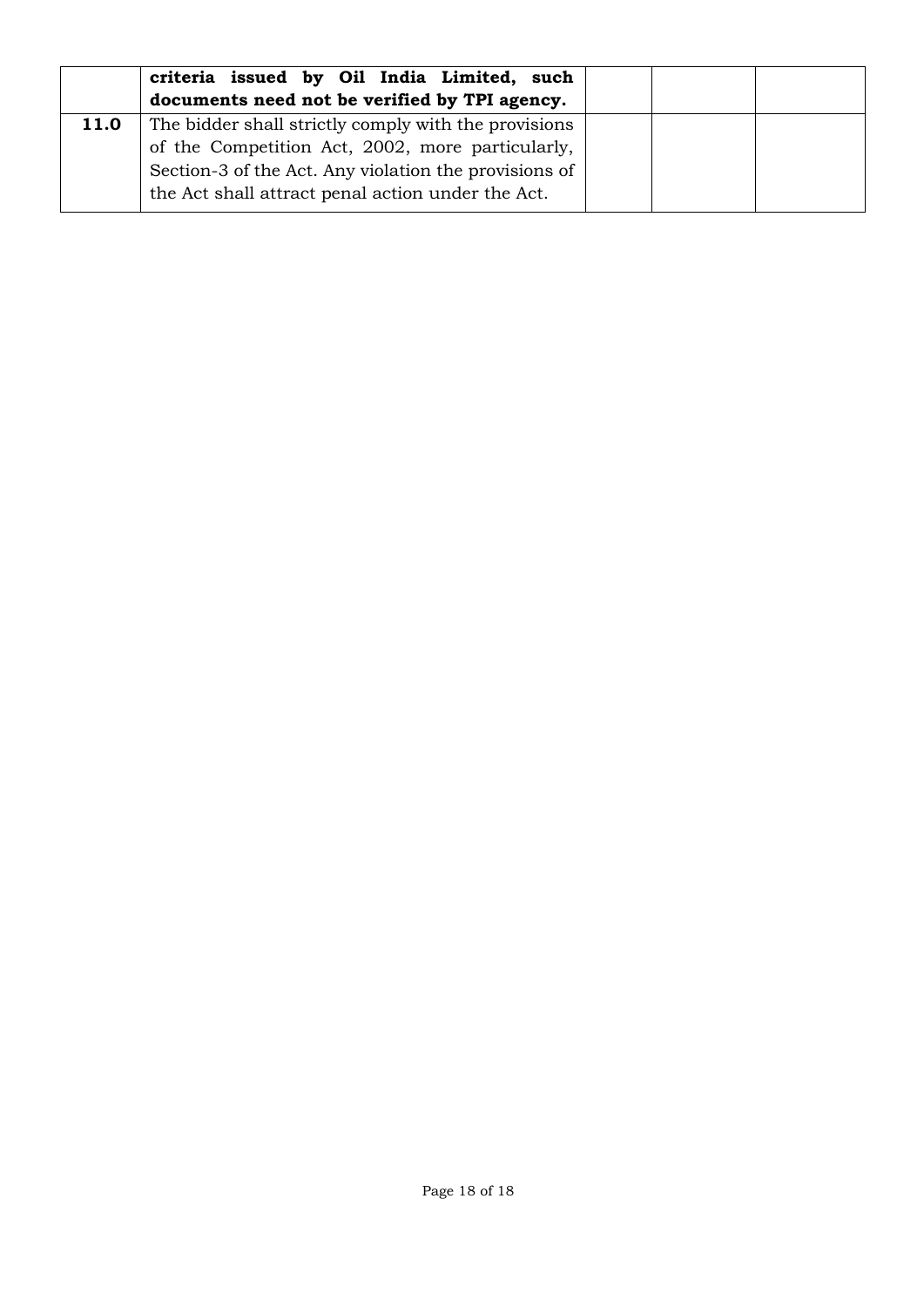| | | | |
|---|---|---|---|
| | **criteria issued by Oil India Limited, such documents need not be verified by TPI agency.** | | |
| **11.0** | The bidder shall strictly comply with the provisions of the Competition Act, 2002, more particularly, Section-3 of the Act. Any violation the provisions of the Act shall attract penal action under the Act. | | |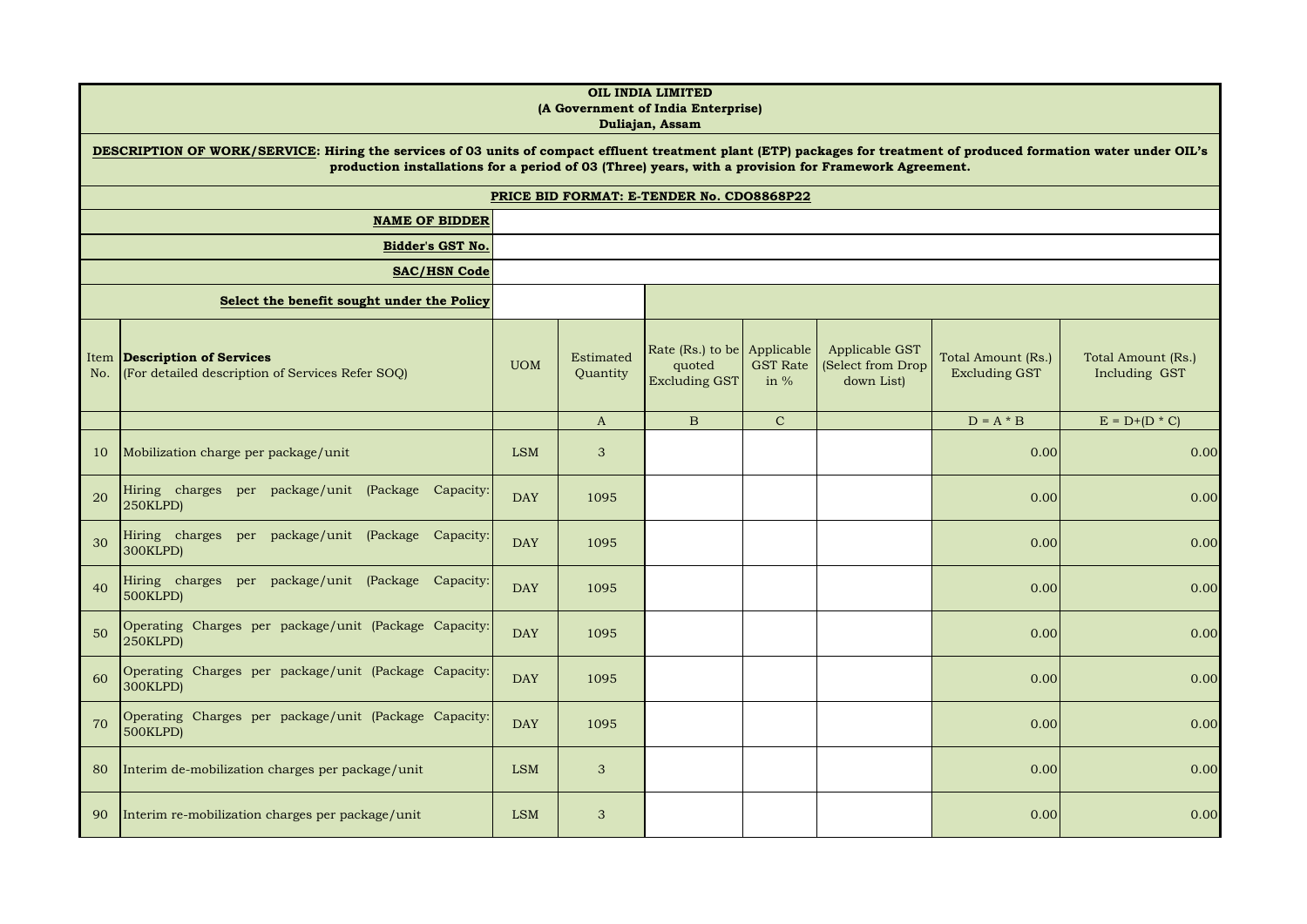**OIL INDIA LIMITED**
**(A Government of India Enterprise)**
**Duliajan, Assam**

**DESCRIPTION OF WORK/SERVICE: Hiring the services of 03 units of compact effluent treatment plant (ETP) packages for treatment of produced formation water under OIL's production installations for a period of 03 (Three) years, with a provision for Framework Agreement.**

**PRICE BID FORMAT: E-TENDER No. CDO8868P22**

| | |
|---|---|
| **NAME OF BIDDER** | |
| **Bidder's GST No.** | |
| **SAC/HSN Code** | |
| **Select the benefit sought under the Policy** | |

| Item No. | **Description of Services** (For detailed description of Services Refer SOQ) | UOM | Estimated Quantity | Rate (Rs.) to be quoted Excluding GST | Applicable GST Rate in % | Applicable GST (Select from Drop down List) | Total Amount (Rs.) Excluding GST | Total Amount (Rs.) Including GST |
|---|---|---|---|---|---|---|---|---|
| | | | A | B | C | | D = A * B | E = D+(D * C) |
| 10 | Mobilization charge per package/unit | LSM | 3 | | | | 0.00 | 0.00 |
| 20 | Hiring charges per package/unit (Package Capacity: 250KLPD) | DAY | 1095 | | | | 0.00 | 0.00 |
| 30 | Hiring charges per package/unit (Package Capacity: 300KLPD) | DAY | 1095 | | | | 0.00 | 0.00 |
| 40 | Hiring charges per package/unit (Package Capacity: 500KLPD) | DAY | 1095 | | | | 0.00 | 0.00 |
| 50 | Operating Charges per package/unit (Package Capacity: 250KLPD) | DAY | 1095 | | | | 0.00 | 0.00 |
| 60 | Operating Charges per package/unit (Package Capacity: 300KLPD) | DAY | 1095 | | | | 0.00 | 0.00 |
| 70 | Operating Charges per package/unit (Package Capacity: 500KLPD) | DAY | 1095 | | | | 0.00 | 0.00 |
| 80 | Interim de-mobilization charges per package/unit | LSM | 3 | | | | 0.00 | 0.00 |
| 90 | Interim re-mobilization charges per package/unit | LSM | 3 | | | | 0.00 | 0.00 |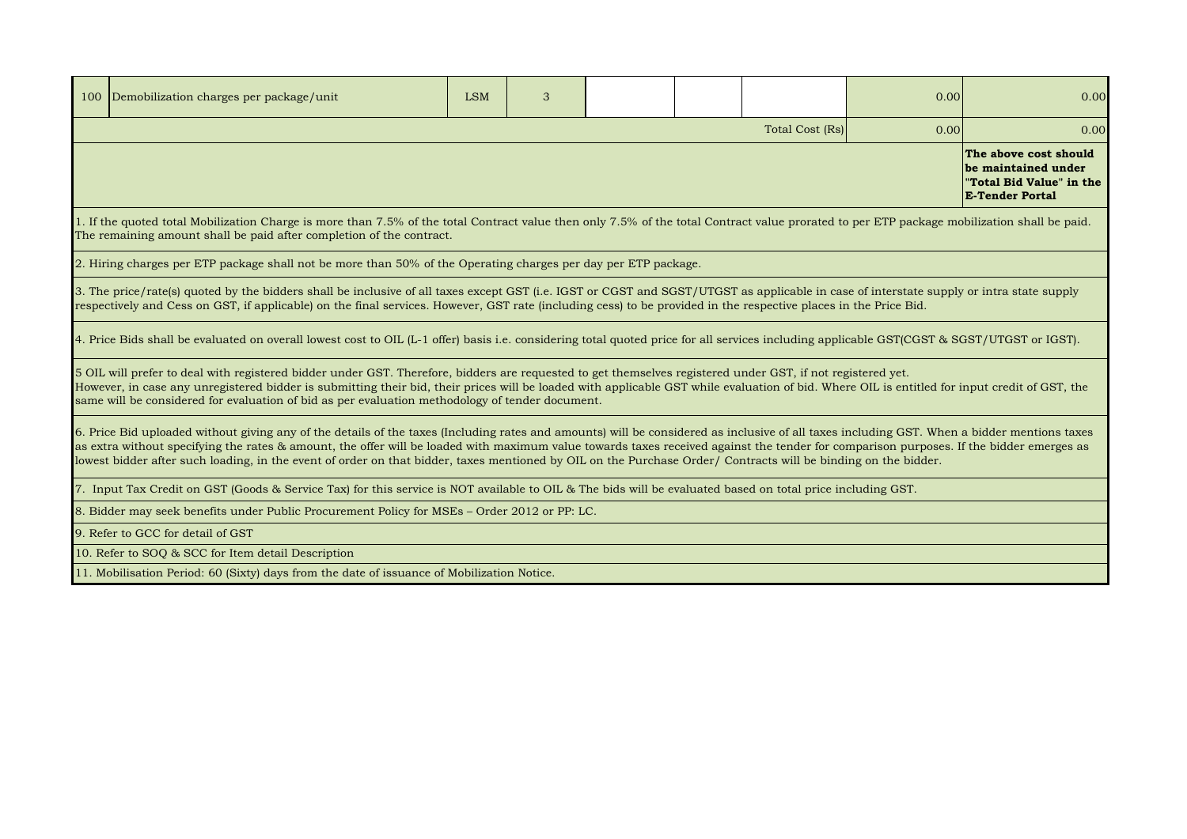| | | | | | | | | |
|---|---|---|---|---|---|---|---|---|
| 100 | Demobilization charges per package/unit | LSM | 3 | | | | 0.00 | 0.00 |
| | | | | | | Total Cost (Rs) | 0.00 | 0.00 |
| | | | | | | | | **The above cost should be maintained under "Total Bid Value" in the E-Tender Portal** |

1. If the quoted total Mobilization Charge is more than 7.5% of the total Contract value then only 7.5% of the total Contract value prorated to per ETP package mobilization shall be paid. The remaining amount shall be paid after completion of the contract.

2. Hiring charges per ETP package shall not be more than 50% of the Operating charges per day per ETP package.

3. The price/rate(s) quoted by the bidders shall be inclusive of all taxes except GST (i.e. IGST or CGST and SGST/UTGST as applicable in case of interstate supply or intra state supply respectively and Cess on GST, if applicable) on the final services. However, GST rate (including cess) to be provided in the respective places in the Price Bid.

4. Price Bids shall be evaluated on overall lowest cost to OIL (L-1 offer) basis i.e. considering total quoted price for all services including applicable GST(CGST & SGST/UTGST or IGST).

5 OIL will prefer to deal with registered bidder under GST. Therefore, bidders are requested to get themselves registered under GST, if not registered yet.
However, in case any unregistered bidder is submitting their bid, their prices will be loaded with applicable GST while evaluation of bid. Where OIL is entitled for input credit of GST, the same will be considered for evaluation of bid as per evaluation methodology of tender document.

6. Price Bid uploaded without giving any of the details of the taxes (Including rates and amounts) will be considered as inclusive of all taxes including GST. When a bidder mentions taxes as extra without specifying the rates & amount, the offer will be loaded with maximum value towards taxes received against the tender for comparison purposes. If the bidder emerges as lowest bidder after such loading, in the event of order on that bidder, taxes mentioned by OIL on the Purchase Order/ Contracts will be binding on the bidder.

7. Input Tax Credit on GST (Goods & Service Tax) for this service is NOT available to OIL & The bids will be evaluated based on total price including GST.

8. Bidder may seek benefits under Public Procurement Policy for MSEs – Order 2012 or PP: LC.

9. Refer to GCC for detail of GST

10. Refer to SOQ & SCC for Item detail Description

11. Mobilisation Period: 60 (Sixty) days from the date of issuance of Mobilization Notice.